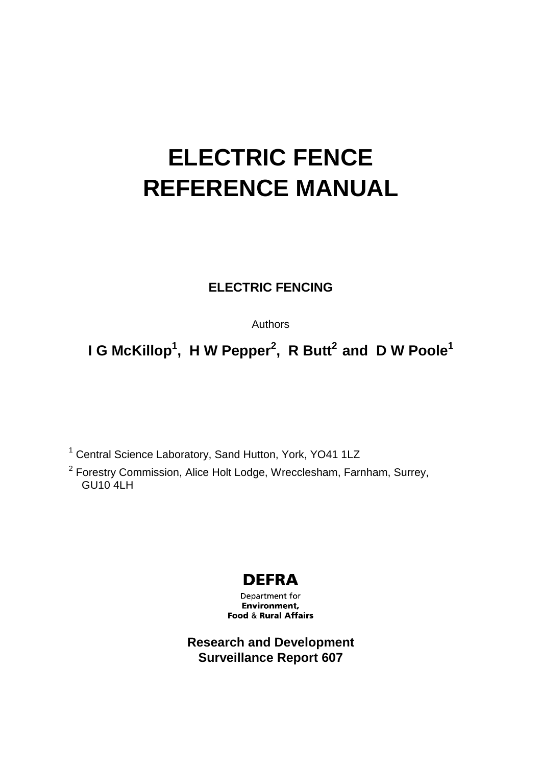# ELECTRIC FENCE REFERENCE MANUAL

**ELECTRIC FENCING**

Authors

**I G McKillop[1], H W Pepper[2], R Butt[2] and D W Poole[1]**

[1] Central Science Laboratory, Sand Hutton, York, YO41 1LZ

[2] Forestry Commission, Alice Holt Lodge, Wrecclesham, Farnham, Surrey, GU10 4LH

**DEFRA**

Department for
**Environment,**
**Food** & **Rural Affairs**

**Research and Development**
**Surveillance Report 607**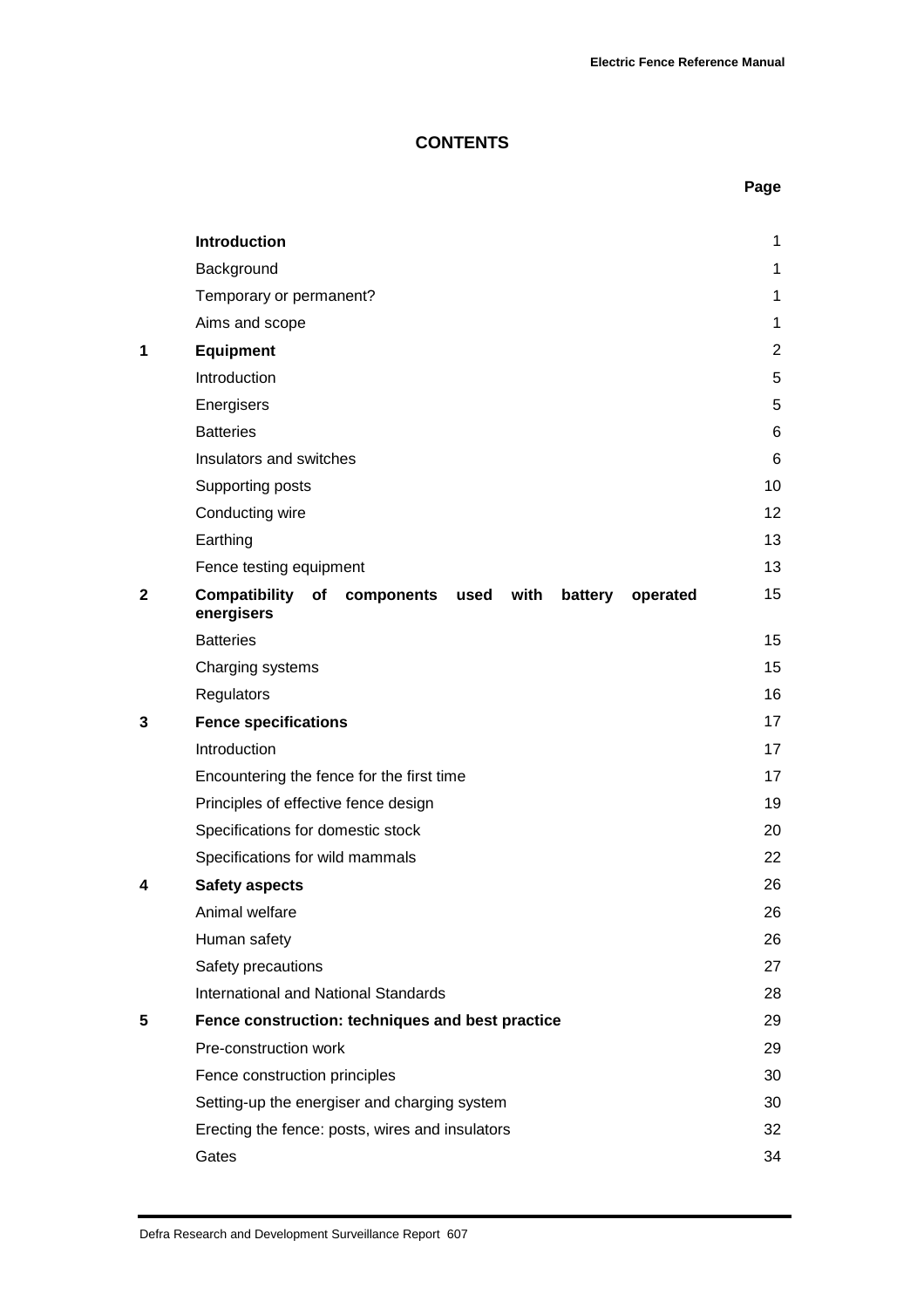# CONTENTS

| | | Page |
|---|---|---|
| | **Introduction** | 1 |
| | Background | 1 |
| | Temporary or permanent? | 1 |
| | Aims and scope | 1 |
| **1** | **Equipment** | 2 |
| | Introduction | 5 |
| | Energisers | 5 |
| | Batteries | 6 |
| | Insulators and switches | 6 |
| | Supporting posts | 10 |
| | Conducting wire | 12 |
| | Earthing | 13 |
| | Fence testing equipment | 13 |
| **2** | **Compatibility of components used with battery operated energisers** | 15 |
| | Batteries | 15 |
| | Charging systems | 15 |
| | Regulators | 16 |
| **3** | **Fence specifications** | 17 |
| | Introduction | 17 |
| | Encountering the fence for the first time | 17 |
| | Principles of effective fence design | 19 |
| | Specifications for domestic stock | 20 |
| | Specifications for wild mammals | 22 |
| **4** | **Safety aspects** | 26 |
| | Animal welfare | 26 |
| | Human safety | 26 |
| | Safety precautions | 27 |
| | International and National Standards | 28 |
| **5** | **Fence construction: techniques and best practice** | 29 |
| | Pre-construction work | 29 |
| | Fence construction principles | 30 |
| | Setting-up the energiser and charging system | 30 |
| | Erecting the fence: posts, wires and insulators | 32 |
| | Gates | 34 |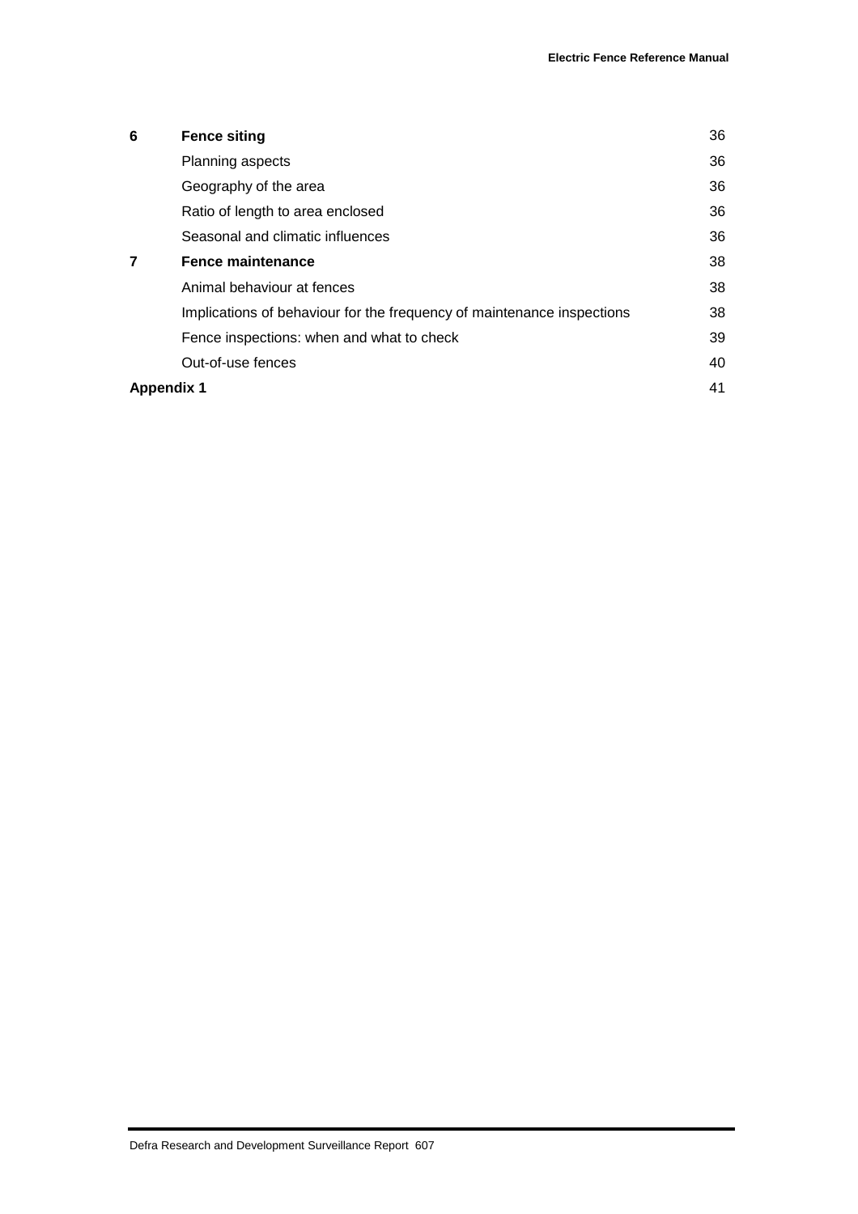| | | |
|---|---|---|
| **6** | **Fence siting** | 36 |
| | Planning aspects | 36 |
| | Geography of the area | 36 |
| | Ratio of length to area enclosed | 36 |
| | Seasonal and climatic influences | 36 |
| **7** | **Fence maintenance** | 38 |
| | Animal behaviour at fences | 38 |
| | Implications of behaviour for the frequency of maintenance inspections | 38 |
| | Fence inspections: when and what to check | 39 |
| | Out-of-use fences | 40 |
| **Appendix 1** | | 41 |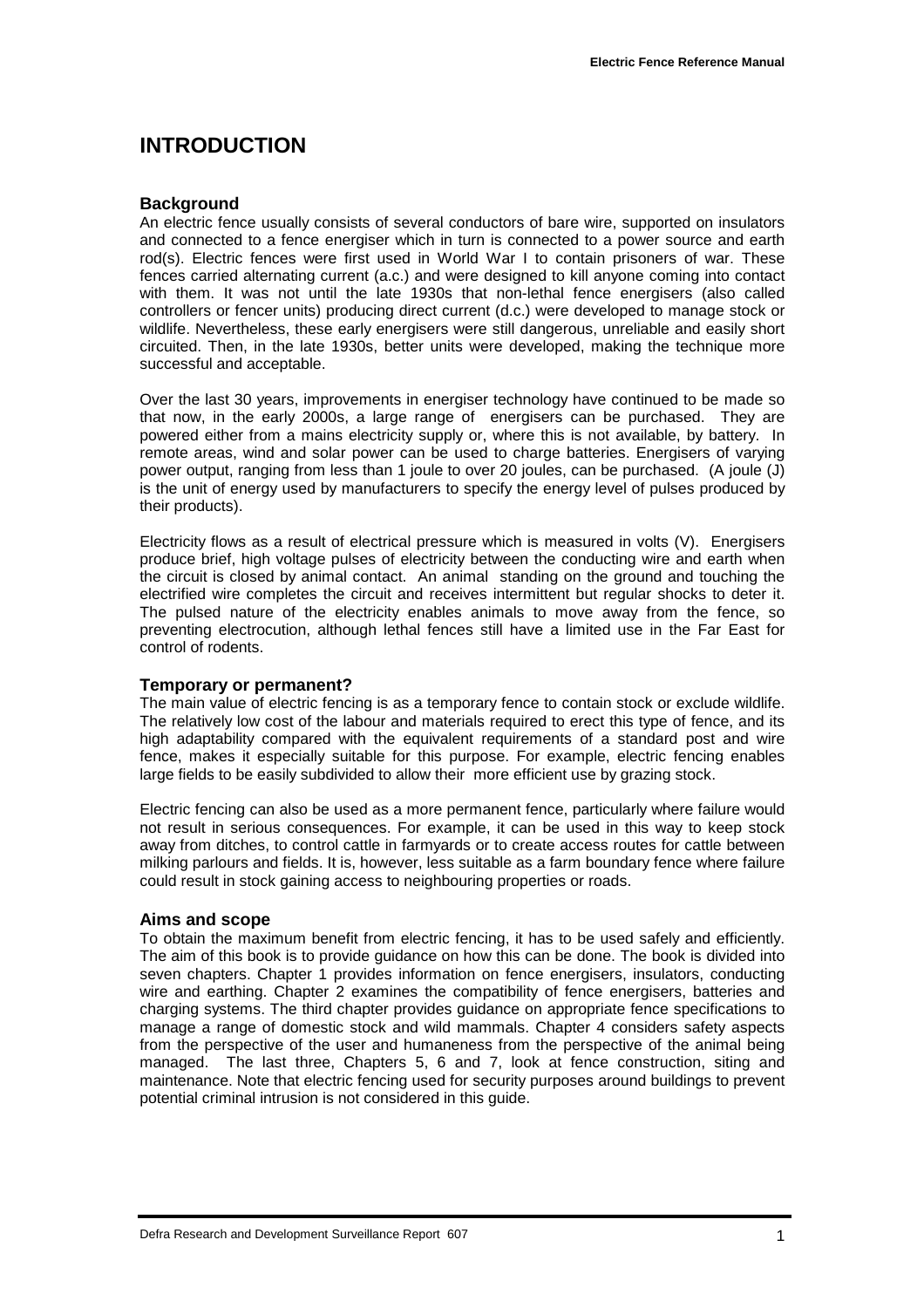# INTRODUCTION

## Background

An electric fence usually consists of several conductors of bare wire, supported on insulators and connected to a fence energiser which in turn is connected to a power source and earth rod(s). Electric fences were first used in World War I to contain prisoners of war. These fences carried alternating current (a.c.) and were designed to kill anyone coming into contact with them. It was not until the late 1930s that non-lethal fence energisers (also called controllers or fencer units) producing direct current (d.c.) were developed to manage stock or wildlife. Nevertheless, these early energisers were still dangerous, unreliable and easily short circuited. Then, in the late 1930s, better units were developed, making the technique more successful and acceptable.

Over the last 30 years, improvements in energiser technology have continued to be made so that now, in the early 2000s, a large range of energisers can be purchased. They are powered either from a mains electricity supply or, where this is not available, by battery. In remote areas, wind and solar power can be used to charge batteries. Energisers of varying power output, ranging from less than 1 joule to over 20 joules, can be purchased. (A joule (J) is the unit of energy used by manufacturers to specify the energy level of pulses produced by their products).

Electricity flows as a result of electrical pressure which is measured in volts (V). Energisers produce brief, high voltage pulses of electricity between the conducting wire and earth when the circuit is closed by animal contact. An animal standing on the ground and touching the electrified wire completes the circuit and receives intermittent but regular shocks to deter it. The pulsed nature of the electricity enables animals to move away from the fence, so preventing electrocution, although lethal fences still have a limited use in the Far East for control of rodents.

## Temporary or permanent?

The main value of electric fencing is as a temporary fence to contain stock or exclude wildlife. The relatively low cost of the labour and materials required to erect this type of fence, and its high adaptability compared with the equivalent requirements of a standard post and wire fence, makes it especially suitable for this purpose. For example, electric fencing enables large fields to be easily subdivided to allow their more efficient use by grazing stock.

Electric fencing can also be used as a more permanent fence, particularly where failure would not result in serious consequences. For example, it can be used in this way to keep stock away from ditches, to control cattle in farmyards or to create access routes for cattle between milking parlours and fields. It is, however, less suitable as a farm boundary fence where failure could result in stock gaining access to neighbouring properties or roads.

## Aims and scope

To obtain the maximum benefit from electric fencing, it has to be used safely and efficiently. The aim of this book is to provide guidance on how this can be done. The book is divided into seven chapters. Chapter 1 provides information on fence energisers, insulators, conducting wire and earthing. Chapter 2 examines the compatibility of fence energisers, batteries and charging systems. The third chapter provides guidance on appropriate fence specifications to manage a range of domestic stock and wild mammals. Chapter 4 considers safety aspects from the perspective of the user and humaneness from the perspective of the animal being managed. The last three, Chapters 5, 6 and 7, look at fence construction, siting and maintenance. Note that electric fencing used for security purposes around buildings to prevent potential criminal intrusion is not considered in this guide.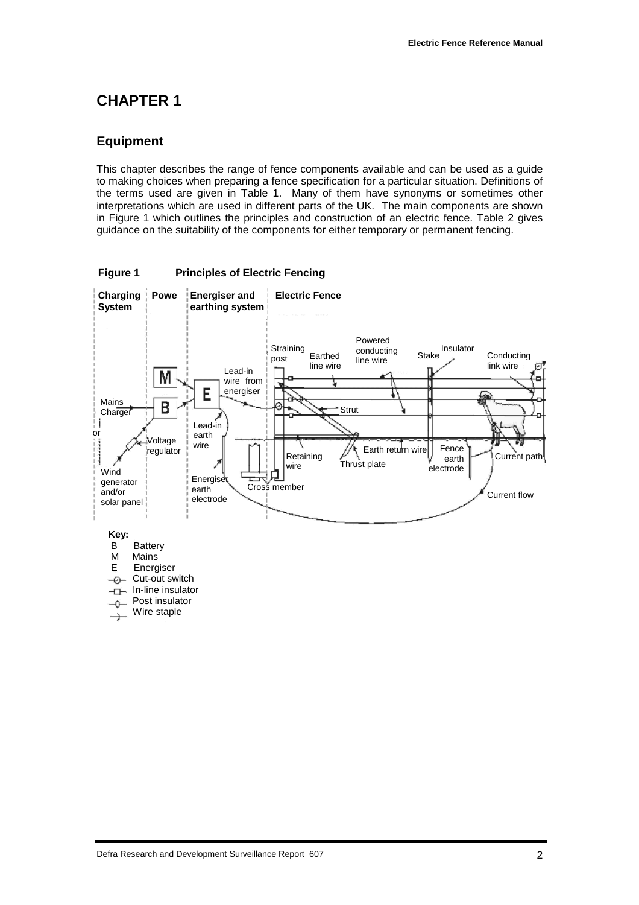# CHAPTER 1

## Equipment

This chapter describes the range of fence components available and can be used as a guide to making choices when preparing a fence specification for a particular situation. Definitions of the terms used are given in Table 1. Many of them have synonyms or sometimes other interpretations which are used in different parts of the UK. The main components are shown in Figure 1 which outlines the principles and construction of an electric fence. Table 2 gives guidance on the suitability of the components for either temporary or permanent fencing.

**Figure 1 Principles of Electric Fencing**

**Key:**
- B Battery
- M Mains
- E Energiser
- Cut-out switch
- In-line insulator
- Post insulator
- Wire staple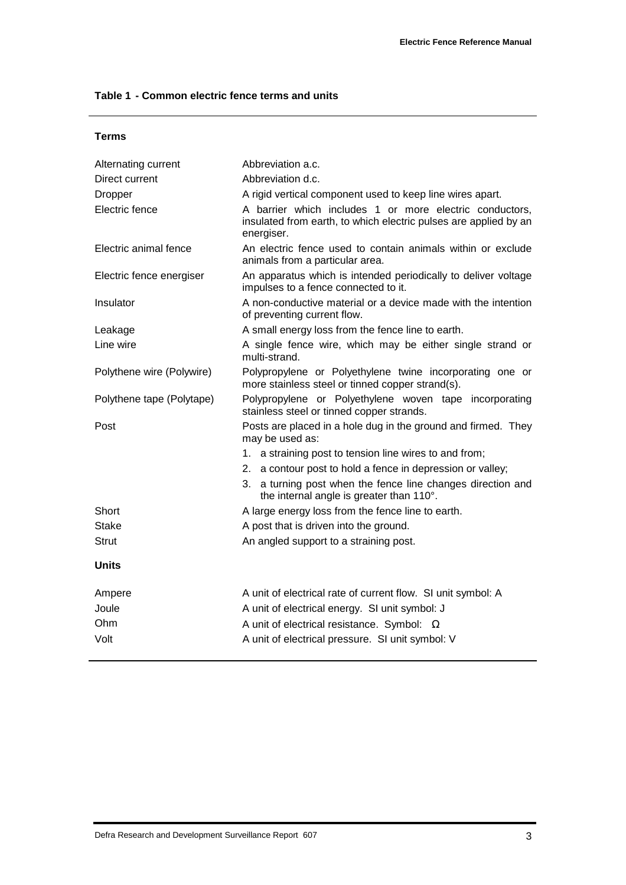**Table 1 - Common electric fence terms and units**

**Terms**

| | |
|---|---|
| Alternating current | Abbreviation a.c. |
| Direct current | Abbreviation d.c. |
| Dropper | A rigid vertical component used to keep line wires apart. |
| Electric fence | A barrier which includes 1 or more electric conductors, insulated from earth, to which electric pulses are applied by an energiser. |
| Electric animal fence | An electric fence used to contain animals within or exclude animals from a particular area. |
| Electric fence energiser | An apparatus which is intended periodically to deliver voltage impulses to a fence connected to it. |
| Insulator | A non-conductive material or a device made with the intention of preventing current flow. |
| Leakage | A small energy loss from the fence line to earth. |
| Line wire | A single fence wire, which may be either single strand or multi-strand. |
| Polythene wire (Polywire) | Polypropylene or Polyethylene twine incorporating one or more stainless steel or tinned copper strand(s). |
| Polythene tape (Polytape) | Polypropylene or Polyethylene woven tape incorporating stainless steel or tinned copper strands. |
| Post | Posts are placed in a hole dug in the ground and firmed. They may be used as: 1. a straining post to tension line wires to and from; 2. a contour post to hold a fence in depression or valley; 3. a turning post when the fence line changes direction and the internal angle is greater than 110°. |
| Short | A large energy loss from the fence line to earth. |
| Stake | A post that is driven into the ground. |
| Strut | An angled support to a straining post. |

**Units**

| | |
|---|---|
| Ampere | A unit of electrical rate of current flow. SI unit symbol: A |
| Joule | A unit of electrical energy. SI unit symbol: J |
| Ohm | A unit of electrical resistance. Symbol: Ω |
| Volt | A unit of electrical pressure. SI unit symbol: V |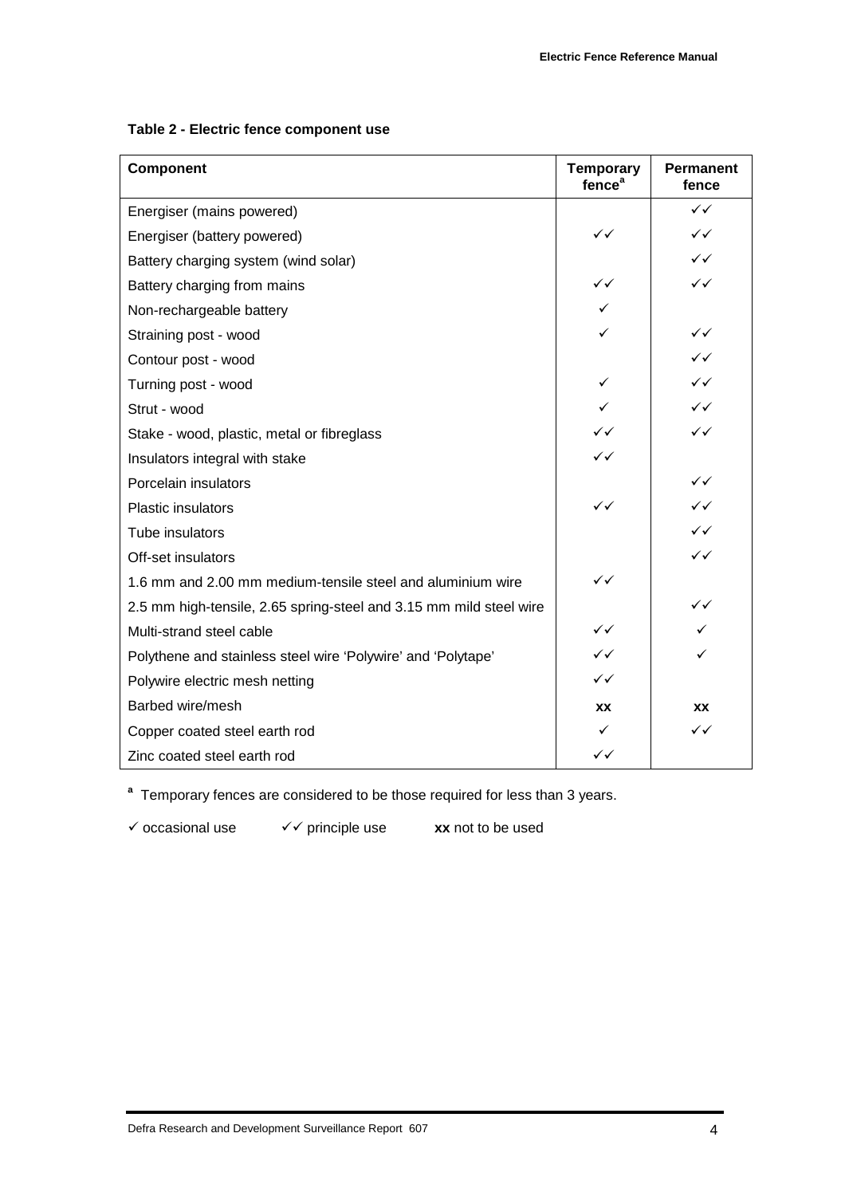**Table 2 - Electric fence component use**

| Component | Temporary fence[a] | Permanent fence |
|---|---|---|
| Energiser (mains powered) | | ✓✓ |
| Energiser (battery powered) | ✓✓ | ✓✓ |
| Battery charging system (wind solar) | | ✓✓ |
| Battery charging from mains | ✓✓ | ✓✓ |
| Non-rechargeable battery | ✓ | |
| Straining post - wood | ✓ | ✓✓ |
| Contour post - wood | | ✓✓ |
| Turning post - wood | ✓ | ✓✓ |
| Strut - wood | ✓ | ✓✓ |
| Stake - wood, plastic, metal or fibreglass | ✓✓ | ✓✓ |
| Insulators integral with stake | ✓✓ | |
| Porcelain insulators | | ✓✓ |
| Plastic insulators | ✓✓ | ✓✓ |
| Tube insulators | | ✓✓ |
| Off-set insulators | | ✓✓ |
| 1.6 mm and 2.00 mm medium-tensile steel and aluminium wire | ✓✓ | |
| 2.5 mm high-tensile, 2.65 spring-steel and 3.15 mm mild steel wire | | ✓✓ |
| Multi-strand steel cable | ✓✓ | ✓ |
| Polythene and stainless steel wire 'Polywire' and 'Polytape' | ✓✓ | ✓ |
| Polywire electric mesh netting | ✓✓ | |
| Barbed wire/mesh | **xx** | **xx** |
| Copper coated steel earth rod | ✓ | ✓✓ |
| Zinc coated steel earth rod | ✓✓ | |

[a] Temporary fences are considered to be those required for less than 3 years.

✓ occasional use ✓✓ principle use **xx** not to be used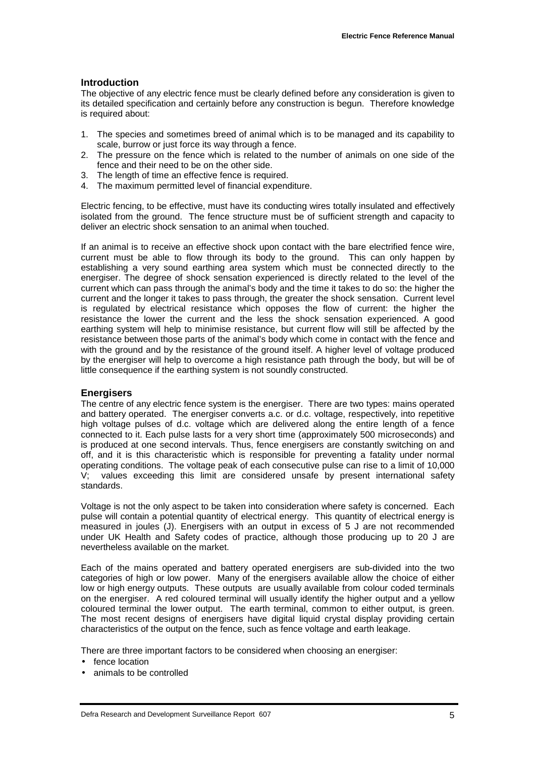## Introduction

The objective of any electric fence must be clearly defined before any consideration is given to its detailed specification and certainly before any construction is begun. Therefore knowledge is required about:

1. The species and sometimes breed of animal which is to be managed and its capability to scale, burrow or just force its way through a fence.
2. The pressure on the fence which is related to the number of animals on one side of the fence and their need to be on the other side.
3. The length of time an effective fence is required.
4. The maximum permitted level of financial expenditure.

Electric fencing, to be effective, must have its conducting wires totally insulated and effectively isolated from the ground. The fence structure must be of sufficient strength and capacity to deliver an electric shock sensation to an animal when touched.

If an animal is to receive an effective shock upon contact with the bare electrified fence wire, current must be able to flow through its body to the ground. This can only happen by establishing a very sound earthing area system which must be connected directly to the energiser. The degree of shock sensation experienced is directly related to the level of the current which can pass through the animal's body and the time it takes to do so: the higher the current and the longer it takes to pass through, the greater the shock sensation. Current level is regulated by electrical resistance which opposes the flow of current: the higher the resistance the lower the current and the less the shock sensation experienced. A good earthing system will help to minimise resistance, but current flow will still be affected by the resistance between those parts of the animal's body which come in contact with the fence and with the ground and by the resistance of the ground itself. A higher level of voltage produced by the energiser will help to overcome a high resistance path through the body, but will be of little consequence if the earthing system is not soundly constructed.

## Energisers

The centre of any electric fence system is the energiser. There are two types: mains operated and battery operated. The energiser converts a.c. or d.c. voltage, respectively, into repetitive high voltage pulses of d.c. voltage which are delivered along the entire length of a fence connected to it. Each pulse lasts for a very short time (approximately 500 microseconds) and is produced at one second intervals. Thus, fence energisers are constantly switching on and off, and it is this characteristic which is responsible for preventing a fatality under normal operating conditions. The voltage peak of each consecutive pulse can rise to a limit of 10,000 V; values exceeding this limit are considered unsafe by present international safety standards.

Voltage is not the only aspect to be taken into consideration where safety is concerned. Each pulse will contain a potential quantity of electrical energy. This quantity of electrical energy is measured in joules (J). Energisers with an output in excess of 5 J are not recommended under UK Health and Safety codes of practice, although those producing up to 20 J are nevertheless available on the market.

Each of the mains operated and battery operated energisers are sub-divided into the two categories of high or low power. Many of the energisers available allow the choice of either low or high energy outputs. These outputs are usually available from colour coded terminals on the energiser. A red coloured terminal will usually identify the higher output and a yellow coloured terminal the lower output. The earth terminal, common to either output, is green. The most recent designs of energisers have digital liquid crystal display providing certain characteristics of the output on the fence, such as fence voltage and earth leakage.

There are three important factors to be considered when choosing an energiser:

- fence location
- animals to be controlled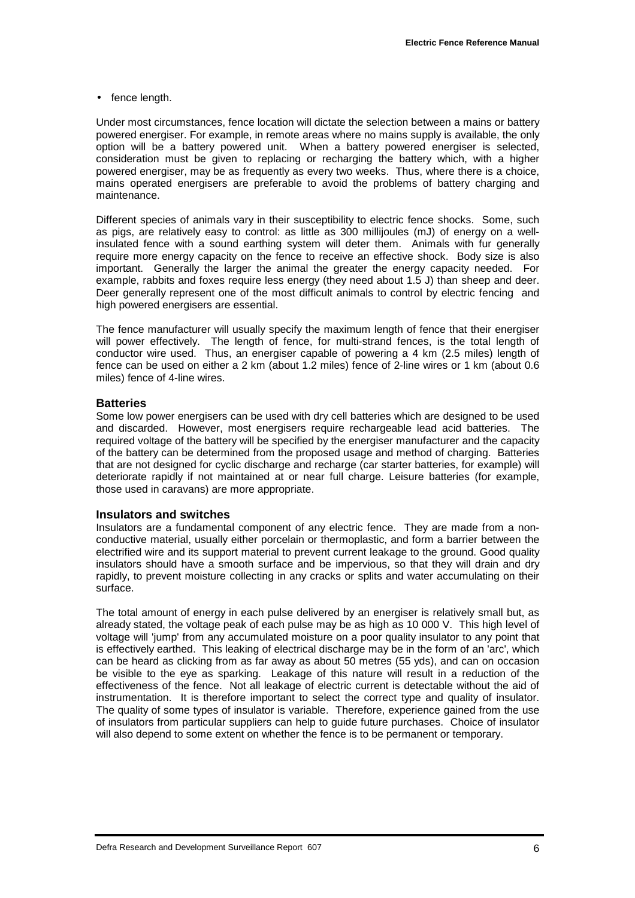- fence length.

Under most circumstances, fence location will dictate the selection between a mains or battery powered energiser. For example, in remote areas where no mains supply is available, the only option will be a battery powered unit. When a battery powered energiser is selected, consideration must be given to replacing or recharging the battery which, with a higher powered energiser, may be as frequently as every two weeks. Thus, where there is a choice, mains operated energisers are preferable to avoid the problems of battery charging and maintenance.

Different species of animals vary in their susceptibility to electric fence shocks. Some, such as pigs, are relatively easy to control: as little as 300 millijoules (mJ) of energy on a well-insulated fence with a sound earthing system will deter them. Animals with fur generally require more energy capacity on the fence to receive an effective shock. Body size is also important. Generally the larger the animal the greater the energy capacity needed. For example, rabbits and foxes require less energy (they need about 1.5 J) than sheep and deer. Deer generally represent one of the most difficult animals to control by electric fencing and high powered energisers are essential.

The fence manufacturer will usually specify the maximum length of fence that their energiser will power effectively. The length of fence, for multi-strand fences, is the total length of conductor wire used. Thus, an energiser capable of powering a 4 km (2.5 miles) length of fence can be used on either a 2 km (about 1.2 miles) fence of 2-line wires or 1 km (about 0.6 miles) fence of 4-line wires.

### Batteries

Some low power energisers can be used with dry cell batteries which are designed to be used and discarded. However, most energisers require rechargeable lead acid batteries. The required voltage of the battery will be specified by the energiser manufacturer and the capacity of the battery can be determined from the proposed usage and method of charging. Batteries that are not designed for cyclic discharge and recharge (car starter batteries, for example) will deteriorate rapidly if not maintained at or near full charge. Leisure batteries (for example, those used in caravans) are more appropriate.

### Insulators and switches

Insulators are a fundamental component of any electric fence. They are made from a non-conductive material, usually either porcelain or thermoplastic, and form a barrier between the electrified wire and its support material to prevent current leakage to the ground. Good quality insulators should have a smooth surface and be impervious, so that they will drain and dry rapidly, to prevent moisture collecting in any cracks or splits and water accumulating on their surface.

The total amount of energy in each pulse delivered by an energiser is relatively small but, as already stated, the voltage peak of each pulse may be as high as 10 000 V. This high level of voltage will 'jump' from any accumulated moisture on a poor quality insulator to any point that is effectively earthed. This leaking of electrical discharge may be in the form of an 'arc', which can be heard as clicking from as far away as about 50 metres (55 yds), and can on occasion be visible to the eye as sparking. Leakage of this nature will result in a reduction of the effectiveness of the fence. Not all leakage of electric current is detectable without the aid of instrumentation. It is therefore important to select the correct type and quality of insulator. The quality of some types of insulator is variable. Therefore, experience gained from the use of insulators from particular suppliers can help to guide future purchases. Choice of insulator will also depend to some extent on whether the fence is to be permanent or temporary.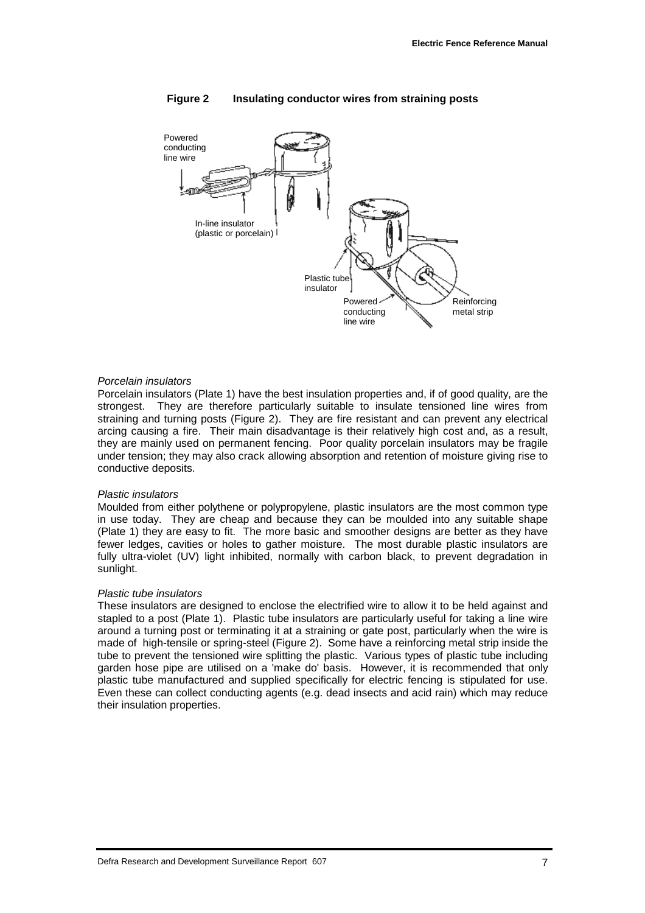**Figure 2 Insulating conductor wires from straining posts**

Powered conducting line wire

In-line insulator (plastic or porcelain)

Plastic tube insulator

Powered conducting line wire

Reinforcing metal strip

*Porcelain insulators*
Porcelain insulators (Plate 1) have the best insulation properties and, if of good quality, are the strongest. They are therefore particularly suitable to insulate tensioned line wires from straining and turning posts (Figure 2). They are fire resistant and can prevent any electrical arcing causing a fire. Their main disadvantage is their relatively high cost and, as a result, they are mainly used on permanent fencing. Poor quality porcelain insulators may be fragile under tension; they may also crack allowing absorption and retention of moisture giving rise to conductive deposits.

*Plastic insulators*
Moulded from either polythene or polypropylene, plastic insulators are the most common type in use today. They are cheap and because they can be moulded into any suitable shape (Plate 1) they are easy to fit. The more basic and smoother designs are better as they have fewer ledges, cavities or holes to gather moisture. The most durable plastic insulators are fully ultra-violet (UV) light inhibited, normally with carbon black, to prevent degradation in sunlight.

*Plastic tube insulators*
These insulators are designed to enclose the electrified wire to allow it to be held against and stapled to a post (Plate 1). Plastic tube insulators are particularly useful for taking a line wire around a turning post or terminating it at a straining or gate post, particularly when the wire is made of high-tensile or spring-steel (Figure 2). Some have a reinforcing metal strip inside the tube to prevent the tensioned wire splitting the plastic. Various types of plastic tube including garden hose pipe are utilised on a 'make do' basis. However, it is recommended that only plastic tube manufactured and supplied specifically for electric fencing is stipulated for use. Even these can collect conducting agents (e.g. dead insects and acid rain) which may reduce their insulation properties.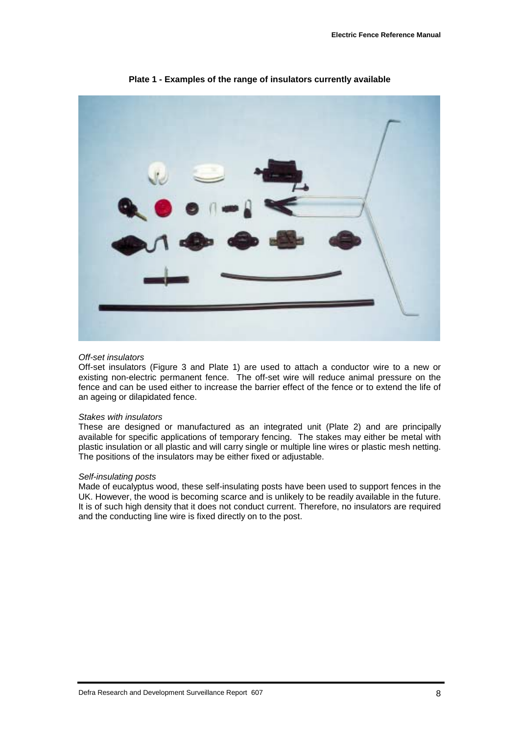**Plate 1 - Examples of the range of insulators currently available**

*Off-set insulators*

Off-set insulators (Figure 3 and Plate 1) are used to attach a conductor wire to a new or existing non-electric permanent fence. The off-set wire will reduce animal pressure on the fence and can be used either to increase the barrier effect of the fence or to extend the life of an ageing or dilapidated fence.

*Stakes with insulators*

These are designed or manufactured as an integrated unit (Plate 2) and are principally available for specific applications of temporary fencing. The stakes may either be metal with plastic insulation or all plastic and will carry single or multiple line wires or plastic mesh netting. The positions of the insulators may be either fixed or adjustable.

*Self-insulating posts*

Made of eucalyptus wood, these self-insulating posts have been used to support fences in the UK. However, the wood is becoming scarce and is unlikely to be readily available in the future. It is of such high density that it does not conduct current. Therefore, no insulators are required and the conducting line wire is fixed directly on to the post.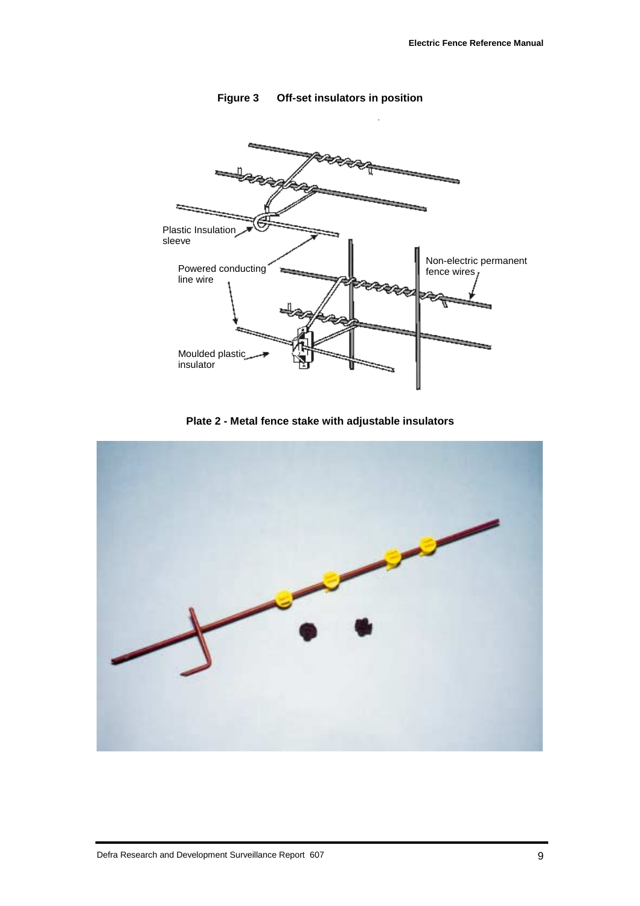**Figure 3 Off-set insulators in position**

Plastic Insulation sleeve

Powered conducting line wire

Moulded plastic insulator

Non-electric permanent fence wires

**Plate 2 - Metal fence stake with adjustable insulators**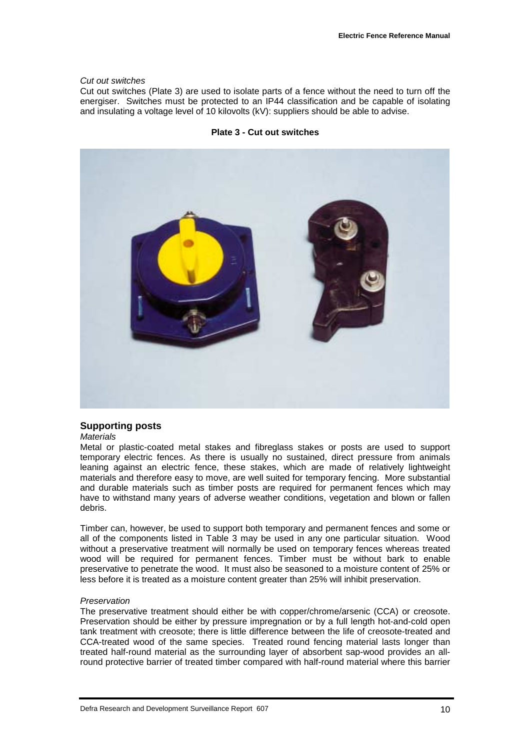*Cut out switches*

Cut out switches (Plate 3) are used to isolate parts of a fence without the need to turn off the energiser. Switches must be protected to an IP44 classification and be capable of isolating and insulating a voltage level of 10 kilovolts (kV): suppliers should be able to advise.

**Plate 3 - Cut out switches**

## Supporting posts

*Materials*

Metal or plastic-coated metal stakes and fibreglass stakes or posts are used to support temporary electric fences. As there is usually no sustained, direct pressure from animals leaning against an electric fence, these stakes, which are made of relatively lightweight materials and therefore easy to move, are well suited for temporary fencing. More substantial and durable materials such as timber posts are required for permanent fences which may have to withstand many years of adverse weather conditions, vegetation and blown or fallen debris.

Timber can, however, be used to support both temporary and permanent fences and some or all of the components listed in Table 3 may be used in any one particular situation. Wood without a preservative treatment will normally be used on temporary fences whereas treated wood will be required for permanent fences. Timber must be without bark to enable preservative to penetrate the wood. It must also be seasoned to a moisture content of 25% or less before it is treated as a moisture content greater than 25% will inhibit preservation.

*Preservation*

The preservative treatment should either be with copper/chrome/arsenic (CCA) or creosote. Preservation should be either by pressure impregnation or by a full length hot-and-cold open tank treatment with creosote; there is little difference between the life of creosote-treated and CCA-treated wood of the same species. Treated round fencing material lasts longer than treated half-round material as the surrounding layer of absorbent sap-wood provides an all-round protective barrier of treated timber compared with half-round material where this barrier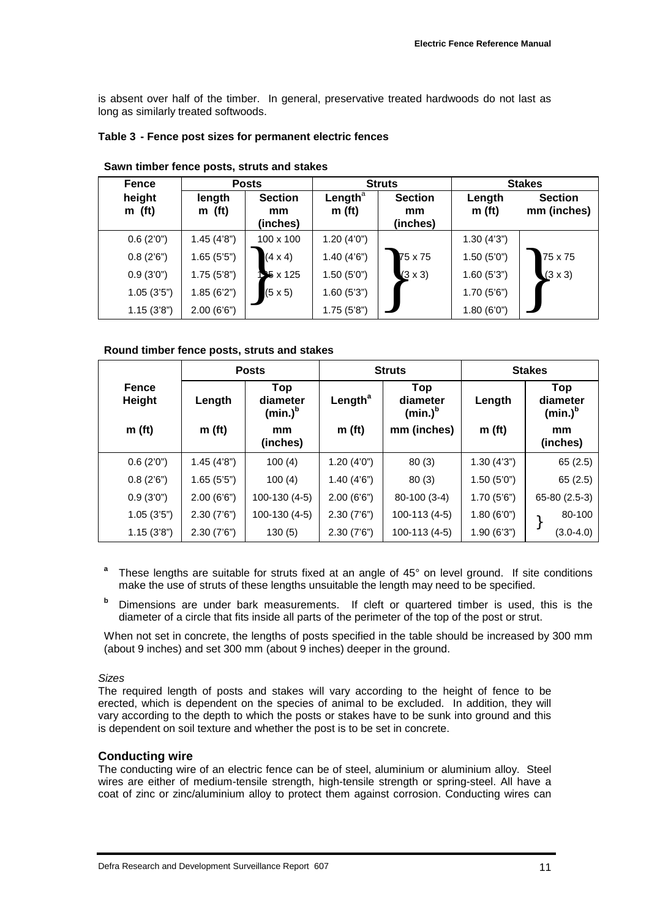is absent over half of the timber. In general, preservative treated hardwoods do not last as long as similarly treated softwoods.

**Table 3 - Fence post sizes for permanent electric fences**

**Sawn timber fence posts, struts and stakes**

| Fence height m (ft) | Posts | | Struts | | Stakes | |
|---|---|---|---|---|---|---|
| | length m (ft) | Section mm (inches) | Length[a] m (ft) | Section mm (inches) | Length m (ft) | Section mm (inches) |
| 0.6 (2'0") | 1.45 (4'8") | 100 x 100 | 1.20 (4'0") | | 1.30 (4'3") | |
| 0.8 (2'6") | 1.65 (5'5") | (4 x 4) | 1.40 (4'6") | 75 x 75 | 1.50 (5'0") | 75 x 75 |
| 0.9 (3'0") | 1.75 (5'8") | 125 x 125 | 1.50 (5'0") | (3 x 3) | 1.60 (5'3") | (3 x 3) |
| 1.05 (3'5") | 1.85 (6'2") | (5 x 5) | 1.60 (5'3") | | 1.70 (5'6") | |
| 1.15 (3'8") | 2.00 (6'6") | | 1.75 (5'8") | | 1.80 (6'0") | |

**Round timber fence posts, struts and stakes**

| Fence Height | Posts | | Struts | | Stakes | |
|---|---|---|---|---|---|---|
| | Length | Top diameter (min.)[b] | Length[a] | Top diameter (min.)[b] | Length | Top diameter (min.)[b] |
| m (ft) | m (ft) | mm (inches) | m (ft) | mm (inches) | m (ft) | mm (inches) |
| 0.6 (2'0") | 1.45 (4'8") | 100 (4) | 1.20 (4'0") | 80 (3) | 1.30 (4'3") | 65 (2.5) |
| 0.8 (2'6") | 1.65 (5'5") | 100 (4) | 1.40 (4'6") | 80 (3) | 1.50 (5'0") | 65 (2.5) |
| 0.9 (3'0") | 2.00 (6'6") | 100-130 (4-5) | 2.00 (6'6") | 80-100 (3-4) | 1.70 (5'6") | 65-80 (2.5-3) |
| 1.05 (3'5") | 2.30 (7'6") | 100-130 (4-5) | 2.30 (7'6") | 100-113 (4-5) | 1.80 (6'0") | 80-100 |
| 1.15 (3'8") | 2.30 (7'6") | 130 (5) | 2.30 (7'6") | 100-113 (4-5) | 1.90 (6'3") | (3.0-4.0) |

[a] These lengths are suitable for struts fixed at an angle of 45° on level ground. If site conditions make the use of struts of these lengths unsuitable the length may need to be specified.

[b] Dimensions are under bark measurements. If cleft or quartered timber is used, this is the diameter of a circle that fits inside all parts of the perimeter of the top of the post or strut.

When not set in concrete, the lengths of posts specified in the table should be increased by 300 mm (about 9 inches) and set 300 mm (about 9 inches) deeper in the ground.

*Sizes*

The required length of posts and stakes will vary according to the height of fence to be erected, which is dependent on the species of animal to be excluded. In addition, they will vary according to the depth to which the posts or stakes have to be sunk into ground and this is dependent on soil texture and whether the post is to be set in concrete.

### Conducting wire

The conducting wire of an electric fence can be of steel, aluminium or aluminium alloy. Steel wires are either of medium-tensile strength, high-tensile strength or spring-steel. All have a coat of zinc or zinc/aluminium alloy to protect them against corrosion. Conducting wires can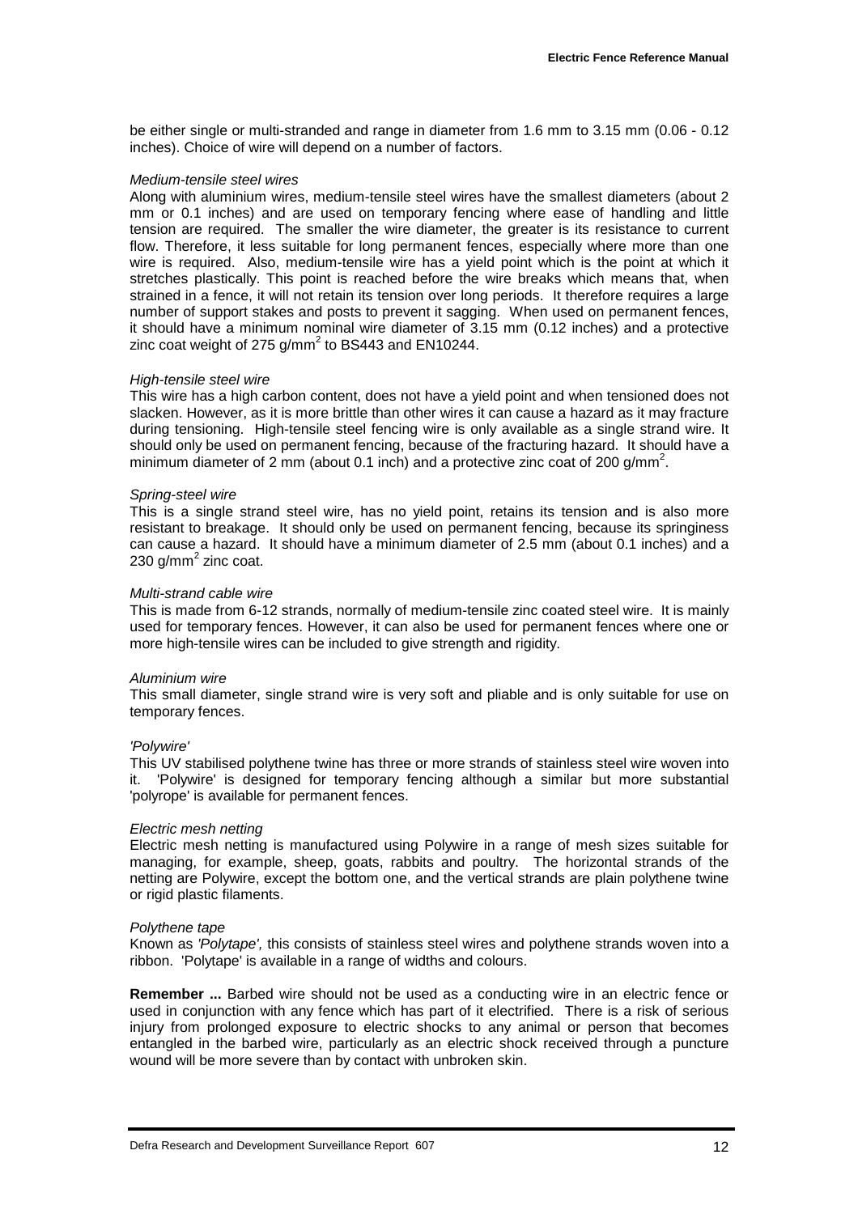be either single or multi-stranded and range in diameter from 1.6 mm to 3.15 mm (0.06 - 0.12 inches). Choice of wire will depend on a number of factors.

*Medium-tensile steel wires*

Along with aluminium wires, medium-tensile steel wires have the smallest diameters (about 2 mm or 0.1 inches) and are used on temporary fencing where ease of handling and little tension are required. The smaller the wire diameter, the greater is its resistance to current flow. Therefore, it less suitable for long permanent fences, especially where more than one wire is required. Also, medium-tensile wire has a yield point which is the point at which it stretches plastically. This point is reached before the wire breaks which means that, when strained in a fence, it will not retain its tension over long periods. It therefore requires a large number of support stakes and posts to prevent it sagging. When used on permanent fences, it should have a minimum nominal wire diameter of 3.15 mm (0.12 inches) and a protective zinc coat weight of 275 g/mm$^2$ to BS443 and EN10244.

*High-tensile steel wire*

This wire has a high carbon content, does not have a yield point and when tensioned does not slacken. However, as it is more brittle than other wires it can cause a hazard as it may fracture during tensioning. High-tensile steel fencing wire is only available as a single strand wire. It should only be used on permanent fencing, because of the fracturing hazard. It should have a minimum diameter of 2 mm (about 0.1 inch) and a protective zinc coat of 200 g/mm$^2$.

*Spring-steel wire*

This is a single strand steel wire, has no yield point, retains its tension and is also more resistant to breakage. It should only be used on permanent fencing, because its springiness can cause a hazard. It should have a minimum diameter of 2.5 mm (about 0.1 inches) and a 230 g/mm$^2$ zinc coat.

*Multi-strand cable wire*

This is made from 6-12 strands, normally of medium-tensile zinc coated steel wire. It is mainly used for temporary fences. However, it can also be used for permanent fences where one or more high-tensile wires can be included to give strength and rigidity.

*Aluminium wire*

This small diameter, single strand wire is very soft and pliable and is only suitable for use on temporary fences.

*'Polywire'*

This UV stabilised polythene twine has three or more strands of stainless steel wire woven into it. 'Polywire' is designed for temporary fencing although a similar but more substantial 'polyrope' is available for permanent fences.

*Electric mesh netting*

Electric mesh netting is manufactured using Polywire in a range of mesh sizes suitable for managing, for example, sheep, goats, rabbits and poultry. The horizontal strands of the netting are Polywire, except the bottom one, and the vertical strands are plain polythene twine or rigid plastic filaments.

*Polythene tape*

Known as *'Polytape',* this consists of stainless steel wires and polythene strands woven into a ribbon. 'Polytape' is available in a range of widths and colours.

**Remember ...** Barbed wire should not be used as a conducting wire in an electric fence or used in conjunction with any fence which has part of it electrified. There is a risk of serious injury from prolonged exposure to electric shocks to any animal or person that becomes entangled in the barbed wire, particularly as an electric shock received through a puncture wound will be more severe than by contact with unbroken skin.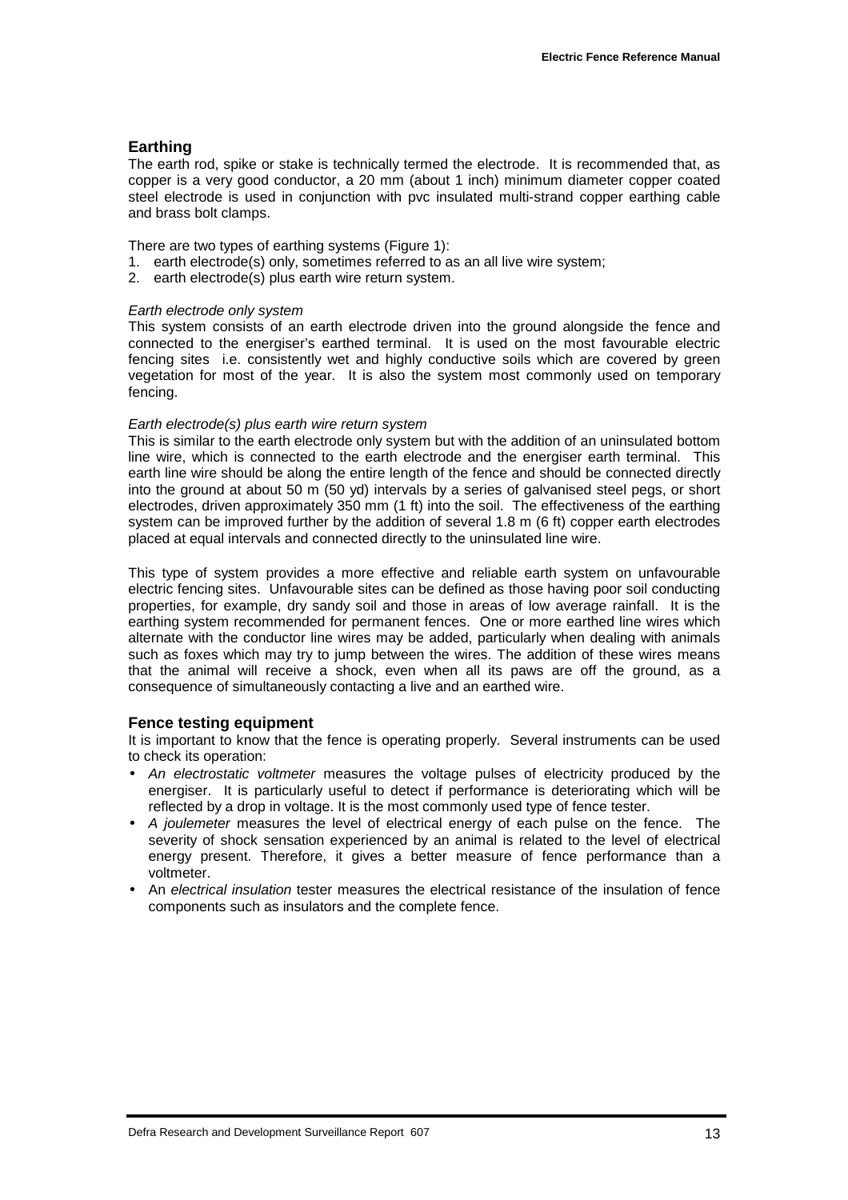## Earthing

The earth rod, spike or stake is technically termed the electrode. It is recommended that, as copper is a very good conductor, a 20 mm (about 1 inch) minimum diameter copper coated steel electrode is used in conjunction with pvc insulated multi-strand copper earthing cable and brass bolt clamps.

There are two types of earthing systems (Figure 1):

1. earth electrode(s) only, sometimes referred to as an all live wire system;
2. earth electrode(s) plus earth wire return system.

*Earth electrode only system*

This system consists of an earth electrode driven into the ground alongside the fence and connected to the energiser's earthed terminal. It is used on the most favourable electric fencing sites i.e. consistently wet and highly conductive soils which are covered by green vegetation for most of the year. It is also the system most commonly used on temporary fencing.

*Earth electrode(s) plus earth wire return system*

This is similar to the earth electrode only system but with the addition of an uninsulated bottom line wire, which is connected to the earth electrode and the energiser earth terminal. This earth line wire should be along the entire length of the fence and should be connected directly into the ground at about 50 m (50 yd) intervals by a series of galvanised steel pegs, or short electrodes, driven approximately 350 mm (1 ft) into the soil. The effectiveness of the earthing system can be improved further by the addition of several 1.8 m (6 ft) copper earth electrodes placed at equal intervals and connected directly to the uninsulated line wire.

This type of system provides a more effective and reliable earth system on unfavourable electric fencing sites. Unfavourable sites can be defined as those having poor soil conducting properties, for example, dry sandy soil and those in areas of low average rainfall. It is the earthing system recommended for permanent fences. One or more earthed line wires which alternate with the conductor line wires may be added, particularly when dealing with animals such as foxes which may try to jump between the wires. The addition of these wires means that the animal will receive a shock, even when all its paws are off the ground, as a consequence of simultaneously contacting a live and an earthed wire.

## Fence testing equipment

It is important to know that the fence is operating properly. Several instruments can be used to check its operation:

- *An electrostatic voltmeter* measures the voltage pulses of electricity produced by the energiser. It is particularly useful to detect if performance is deteriorating which will be reflected by a drop in voltage. It is the most commonly used type of fence tester.
- *A joulemeter* measures the level of electrical energy of each pulse on the fence. The severity of shock sensation experienced by an animal is related to the level of electrical energy present. Therefore, it gives a better measure of fence performance than a voltmeter.
- An *electrical insulation* tester measures the electrical resistance of the insulation of fence components such as insulators and the complete fence.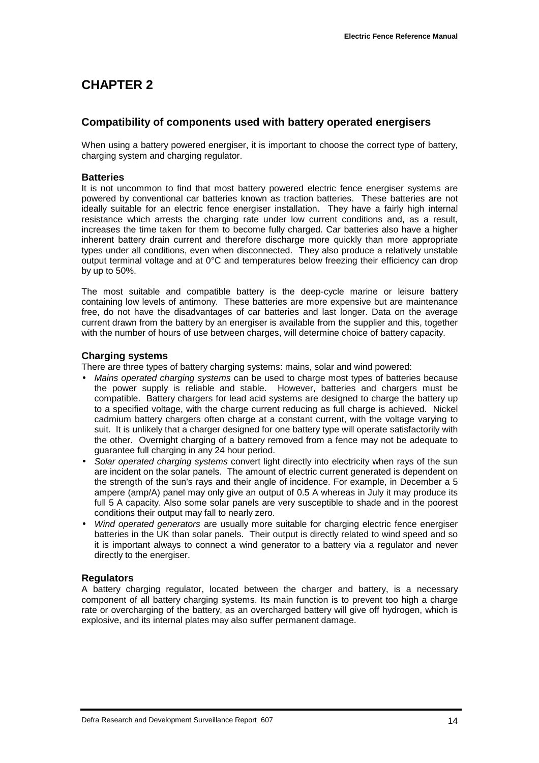# CHAPTER 2

## Compatibility of components used with battery operated energisers

When using a battery powered energiser, it is important to choose the correct type of battery, charging system and charging regulator.

### Batteries

It is not uncommon to find that most battery powered electric fence energiser systems are powered by conventional car batteries known as traction batteries. These batteries are not ideally suitable for an electric fence energiser installation. They have a fairly high internal resistance which arrests the charging rate under low current conditions and, as a result, increases the time taken for them to become fully charged. Car batteries also have a higher inherent battery drain current and therefore discharge more quickly than more appropriate types under all conditions, even when disconnected. They also produce a relatively unstable output terminal voltage and at 0°C and temperatures below freezing their efficiency can drop by up to 50%.

The most suitable and compatible battery is the deep-cycle marine or leisure battery containing low levels of antimony. These batteries are more expensive but are maintenance free, do not have the disadvantages of car batteries and last longer. Data on the average current drawn from the battery by an energiser is available from the supplier and this, together with the number of hours of use between charges, will determine choice of battery capacity.

### Charging systems

There are three types of battery charging systems: mains, solar and wind powered:

- *Mains operated charging systems* can be used to charge most types of batteries because the power supply is reliable and stable. However, batteries and chargers must be compatible. Battery chargers for lead acid systems are designed to charge the battery up to a specified voltage, with the charge current reducing as full charge is achieved. Nickel cadmium battery chargers often charge at a constant current, with the voltage varying to suit. It is unlikely that a charger designed for one battery type will operate satisfactorily with the other. Overnight charging of a battery removed from a fence may not be adequate to guarantee full charging in any 24 hour period.
- *Solar operated charging systems* convert light directly into electricity when rays of the sun are incident on the solar panels. The amount of electric current generated is dependent on the strength of the sun's rays and their angle of incidence. For example, in December a 5 ampere (amp/A) panel may only give an output of 0.5 A whereas in July it may produce its full 5 A capacity. Also some solar panels are very susceptible to shade and in the poorest conditions their output may fall to nearly zero.
- *Wind operated generators* are usually more suitable for charging electric fence energiser batteries in the UK than solar panels. Their output is directly related to wind speed and so it is important always to connect a wind generator to a battery via a regulator and never directly to the energiser.

### Regulators

A battery charging regulator, located between the charger and battery, is a necessary component of all battery charging systems. Its main function is to prevent too high a charge rate or overcharging of the battery, as an overcharged battery will give off hydrogen, which is explosive, and its internal plates may also suffer permanent damage.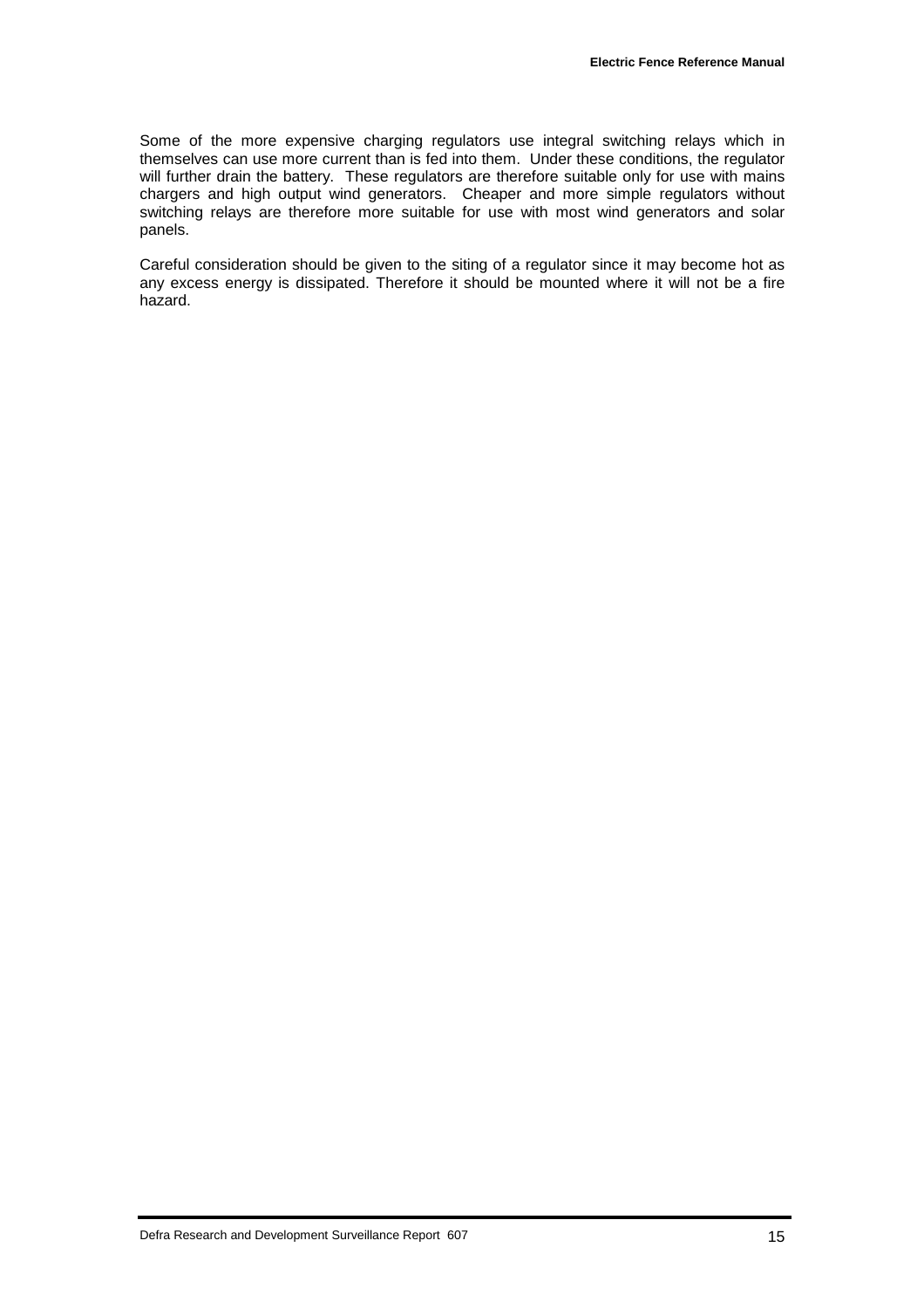Some of the more expensive charging regulators use integral switching relays which in themselves can use more current than is fed into them. Under these conditions, the regulator will further drain the battery. These regulators are therefore suitable only for use with mains chargers and high output wind generators. Cheaper and more simple regulators without switching relays are therefore more suitable for use with most wind generators and solar panels.

Careful consideration should be given to the siting of a regulator since it may become hot as any excess energy is dissipated. Therefore it should be mounted where it will not be a fire hazard.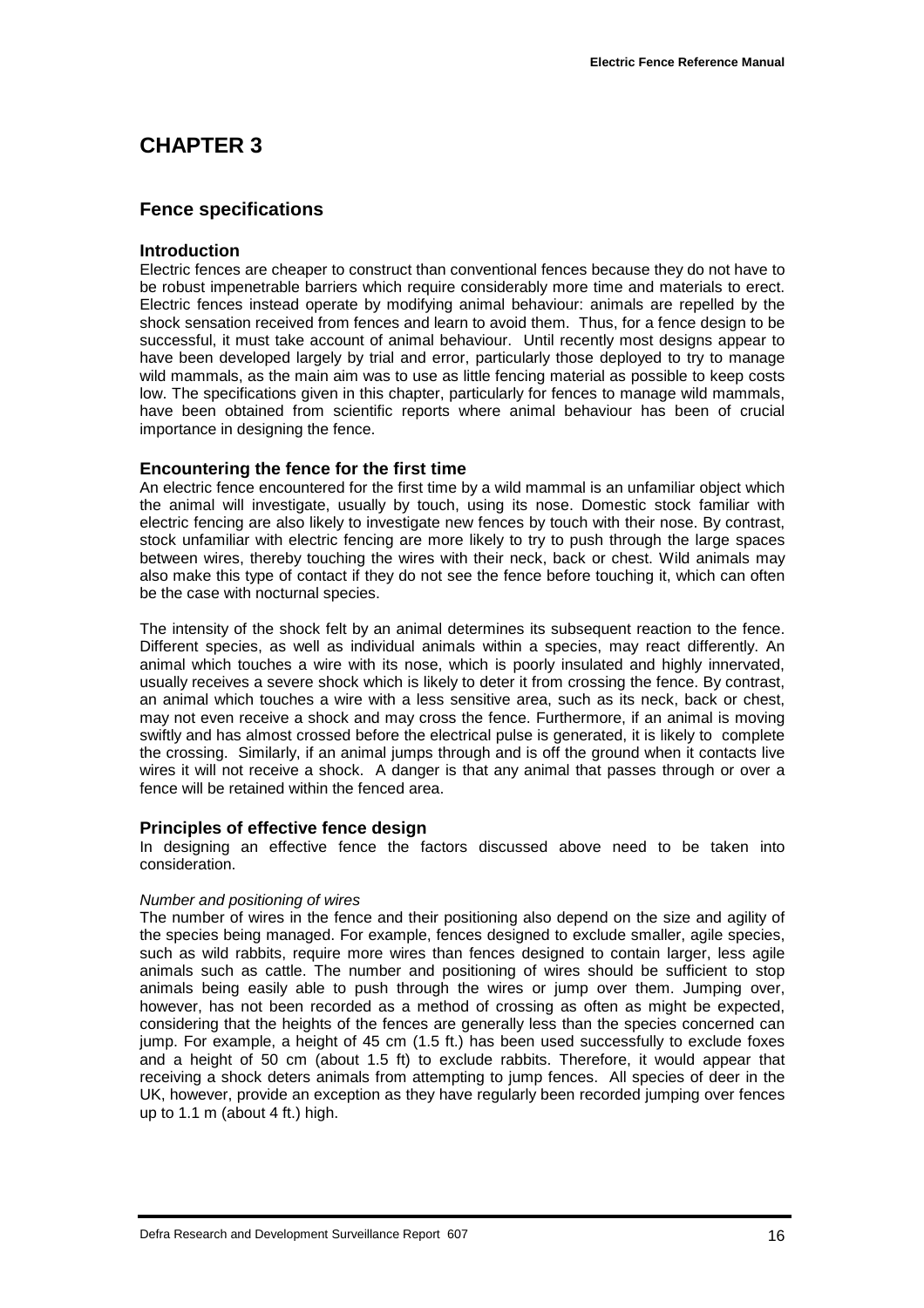# CHAPTER 3

## Fence specifications

### Introduction

Electric fences are cheaper to construct than conventional fences because they do not have to be robust impenetrable barriers which require considerably more time and materials to erect. Electric fences instead operate by modifying animal behaviour: animals are repelled by the shock sensation received from fences and learn to avoid them. Thus, for a fence design to be successful, it must take account of animal behaviour. Until recently most designs appear to have been developed largely by trial and error, particularly those deployed to try to manage wild mammals, as the main aim was to use as little fencing material as possible to keep costs low. The specifications given in this chapter, particularly for fences to manage wild mammals, have been obtained from scientific reports where animal behaviour has been of crucial importance in designing the fence.

### Encountering the fence for the first time

An electric fence encountered for the first time by a wild mammal is an unfamiliar object which the animal will investigate, usually by touch, using its nose. Domestic stock familiar with electric fencing are also likely to investigate new fences by touch with their nose. By contrast, stock unfamiliar with electric fencing are more likely to try to push through the large spaces between wires, thereby touching the wires with their neck, back or chest. Wild animals may also make this type of contact if they do not see the fence before touching it, which can often be the case with nocturnal species.

The intensity of the shock felt by an animal determines its subsequent reaction to the fence. Different species, as well as individual animals within a species, may react differently. An animal which touches a wire with its nose, which is poorly insulated and highly innervated, usually receives a severe shock which is likely to deter it from crossing the fence. By contrast, an animal which touches a wire with a less sensitive area, such as its neck, back or chest, may not even receive a shock and may cross the fence. Furthermore, if an animal is moving swiftly and has almost crossed before the electrical pulse is generated, it is likely to complete the crossing. Similarly, if an animal jumps through and is off the ground when it contacts live wires it will not receive a shock. A danger is that any animal that passes through or over a fence will be retained within the fenced area.

### Principles of effective fence design

In designing an effective fence the factors discussed above need to be taken into consideration.

*Number and positioning of wires*

The number of wires in the fence and their positioning also depend on the size and agility of the species being managed. For example, fences designed to exclude smaller, agile species, such as wild rabbits, require more wires than fences designed to contain larger, less agile animals such as cattle. The number and positioning of wires should be sufficient to stop animals being easily able to push through the wires or jump over them. Jumping over, however, has not been recorded as a method of crossing as often as might be expected, considering that the heights of the fences are generally less than the species concerned can jump. For example, a height of 45 cm (1.5 ft.) has been used successfully to exclude foxes and a height of 50 cm (about 1.5 ft) to exclude rabbits. Therefore, it would appear that receiving a shock deters animals from attempting to jump fences. All species of deer in the UK, however, provide an exception as they have regularly been recorded jumping over fences up to 1.1 m (about 4 ft.) high.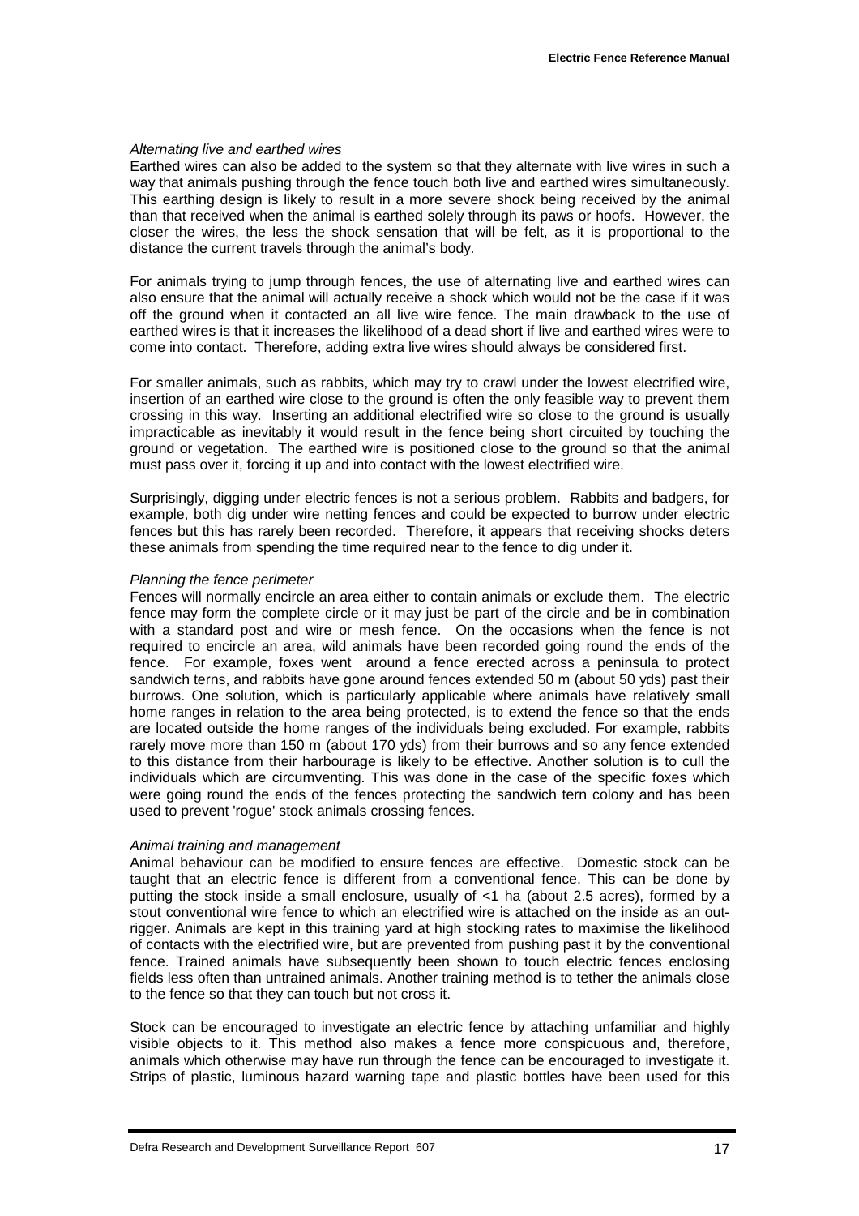*Alternating live and earthed wires*

Earthed wires can also be added to the system so that they alternate with live wires in such a way that animals pushing through the fence touch both live and earthed wires simultaneously. This earthing design is likely to result in a more severe shock being received by the animal than that received when the animal is earthed solely through its paws or hoofs. However, the closer the wires, the less the shock sensation that will be felt, as it is proportional to the distance the current travels through the animal's body.

For animals trying to jump through fences, the use of alternating live and earthed wires can also ensure that the animal will actually receive a shock which would not be the case if it was off the ground when it contacted an all live wire fence. The main drawback to the use of earthed wires is that it increases the likelihood of a dead short if live and earthed wires were to come into contact. Therefore, adding extra live wires should always be considered first.

For smaller animals, such as rabbits, which may try to crawl under the lowest electrified wire, insertion of an earthed wire close to the ground is often the only feasible way to prevent them crossing in this way. Inserting an additional electrified wire so close to the ground is usually impracticable as inevitably it would result in the fence being short circuited by touching the ground or vegetation. The earthed wire is positioned close to the ground so that the animal must pass over it, forcing it up and into contact with the lowest electrified wire.

Surprisingly, digging under electric fences is not a serious problem. Rabbits and badgers, for example, both dig under wire netting fences and could be expected to burrow under electric fences but this has rarely been recorded. Therefore, it appears that receiving shocks deters these animals from spending the time required near to the fence to dig under it.

*Planning the fence perimeter*

Fences will normally encircle an area either to contain animals or exclude them. The electric fence may form the complete circle or it may just be part of the circle and be in combination with a standard post and wire or mesh fence. On the occasions when the fence is not required to encircle an area, wild animals have been recorded going round the ends of the fence. For example, foxes went around a fence erected across a peninsula to protect sandwich terns, and rabbits have gone around fences extended 50 m (about 50 yds) past their burrows. One solution, which is particularly applicable where animals have relatively small home ranges in relation to the area being protected, is to extend the fence so that the ends are located outside the home ranges of the individuals being excluded. For example, rabbits rarely move more than 150 m (about 170 yds) from their burrows and so any fence extended to this distance from their harbourage is likely to be effective. Another solution is to cull the individuals which are circumventing. This was done in the case of the specific foxes which were going round the ends of the fences protecting the sandwich tern colony and has been used to prevent 'rogue' stock animals crossing fences.

*Animal training and management*

Animal behaviour can be modified to ensure fences are effective. Domestic stock can be taught that an electric fence is different from a conventional fence. This can be done by putting the stock inside a small enclosure, usually of <1 ha (about 2.5 acres), formed by a stout conventional wire fence to which an electrified wire is attached on the inside as an out-rigger. Animals are kept in this training yard at high stocking rates to maximise the likelihood of contacts with the electrified wire, but are prevented from pushing past it by the conventional fence. Trained animals have subsequently been shown to touch electric fences enclosing fields less often than untrained animals. Another training method is to tether the animals close to the fence so that they can touch but not cross it.

Stock can be encouraged to investigate an electric fence by attaching unfamiliar and highly visible objects to it. This method also makes a fence more conspicuous and, therefore, animals which otherwise may have run through the fence can be encouraged to investigate it. Strips of plastic, luminous hazard warning tape and plastic bottles have been used for this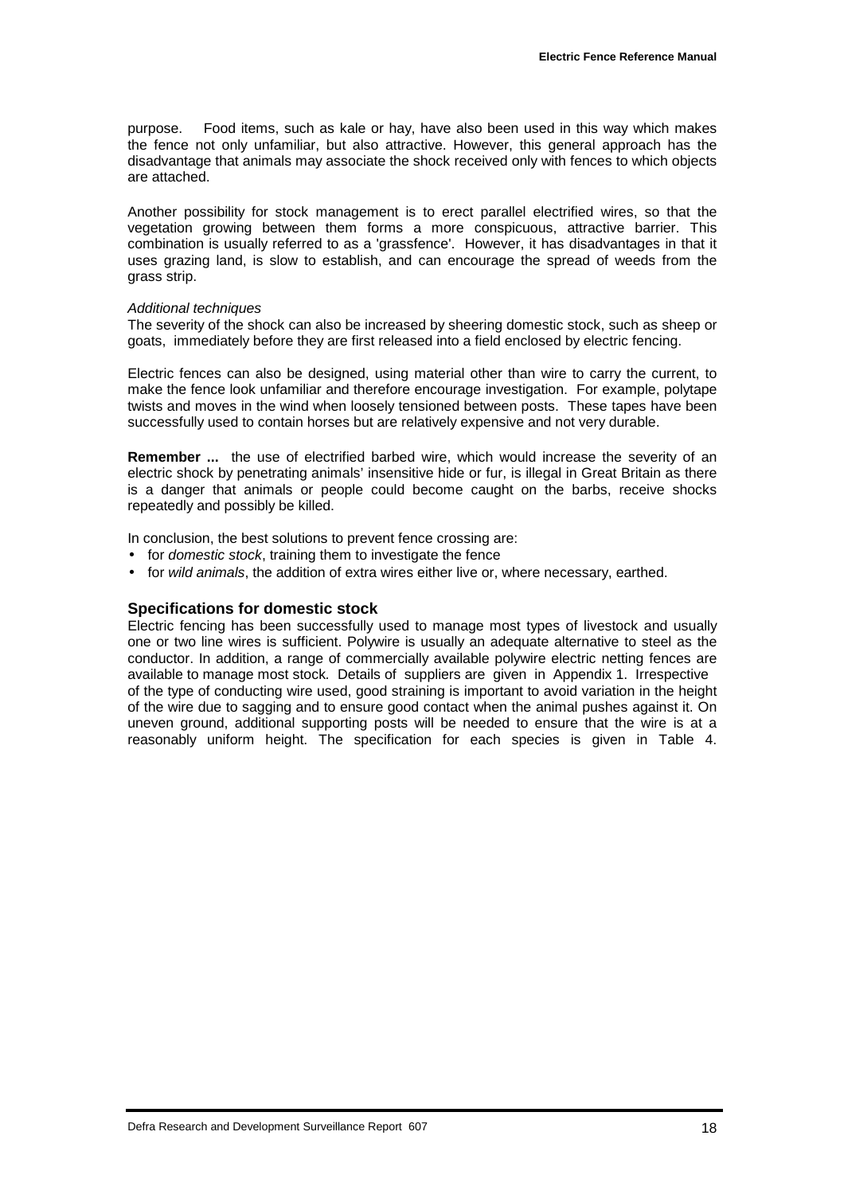purpose. Food items, such as kale or hay, have also been used in this way which makes the fence not only unfamiliar, but also attractive. However, this general approach has the disadvantage that animals may associate the shock received only with fences to which objects are attached.

Another possibility for stock management is to erect parallel electrified wires, so that the vegetation growing between them forms a more conspicuous, attractive barrier. This combination is usually referred to as a 'grassfence'. However, it has disadvantages in that it uses grazing land, is slow to establish, and can encourage the spread of weeds from the grass strip.

*Additional techniques*

The severity of the shock can also be increased by sheering domestic stock, such as sheep or goats, immediately before they are first released into a field enclosed by electric fencing.

Electric fences can also be designed, using material other than wire to carry the current, to make the fence look unfamiliar and therefore encourage investigation. For example, polytape twists and moves in the wind when loosely tensioned between posts. These tapes have been successfully used to contain horses but are relatively expensive and not very durable.

**Remember ...** the use of electrified barbed wire, which would increase the severity of an electric shock by penetrating animals' insensitive hide or fur, is illegal in Great Britain as there is a danger that animals or people could become caught on the barbs, receive shocks repeatedly and possibly be killed.

In conclusion, the best solutions to prevent fence crossing are:

- for *domestic stock*, training them to investigate the fence
- for *wild animals*, the addition of extra wires either live or, where necessary, earthed.

### Specifications for domestic stock

Electric fencing has been successfully used to manage most types of livestock and usually one or two line wires is sufficient. Polywire is usually an adequate alternative to steel as the conductor. In addition, a range of commercially available polywire electric netting fences are available to manage most stock. Details of suppliers are given in Appendix 1. Irrespective of the type of conducting wire used, good straining is important to avoid variation in the height of the wire due to sagging and to ensure good contact when the animal pushes against it. On uneven ground, additional supporting posts will be needed to ensure that the wire is at a reasonably uniform height. The specification for each species is given in Table 4.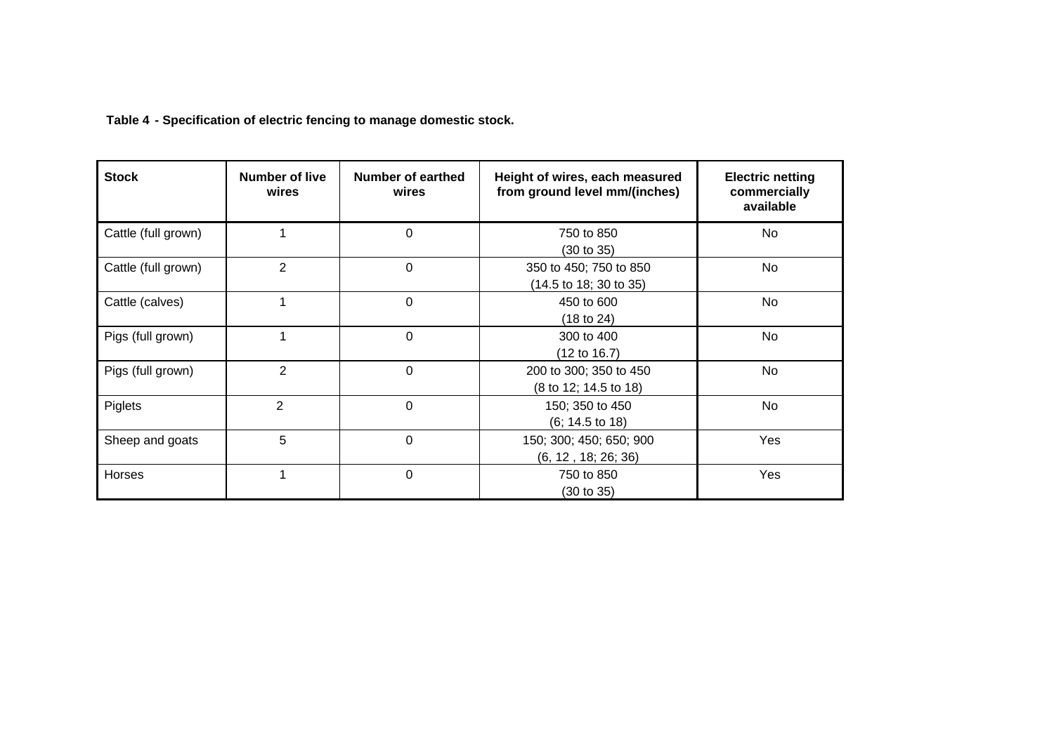**Table 4 - Specification of electric fencing to manage domestic stock.**

| Stock | Number of live wires | Number of earthed wires | Height of wires, each measured from ground level mm/(inches) | Electric netting commercially available |
|---|---|---|---|---|
| Cattle (full grown) | 1 | 0 | 750 to 850 (30 to 35) | No |
| Cattle (full grown) | 2 | 0 | 350 to 450; 750 to 850 (14.5 to 18; 30 to 35) | No |
| Cattle (calves) | 1 | 0 | 450 to 600 (18 to 24) | No |
| Pigs (full grown) | 1 | 0 | 300 to 400 (12 to 16.7) | No |
| Pigs (full grown) | 2 | 0 | 200 to 300; 350 to 450 (8 to 12; 14.5 to 18) | No |
| Piglets | 2 | 0 | 150; 350 to 450 (6; 14.5 to 18) | No |
| Sheep and goats | 5 | 0 | 150; 300; 450; 650; 900 (6, 12 , 18; 26; 36) | Yes |
| Horses | 1 | 0 | 750 to 850 (30 to 35) | Yes |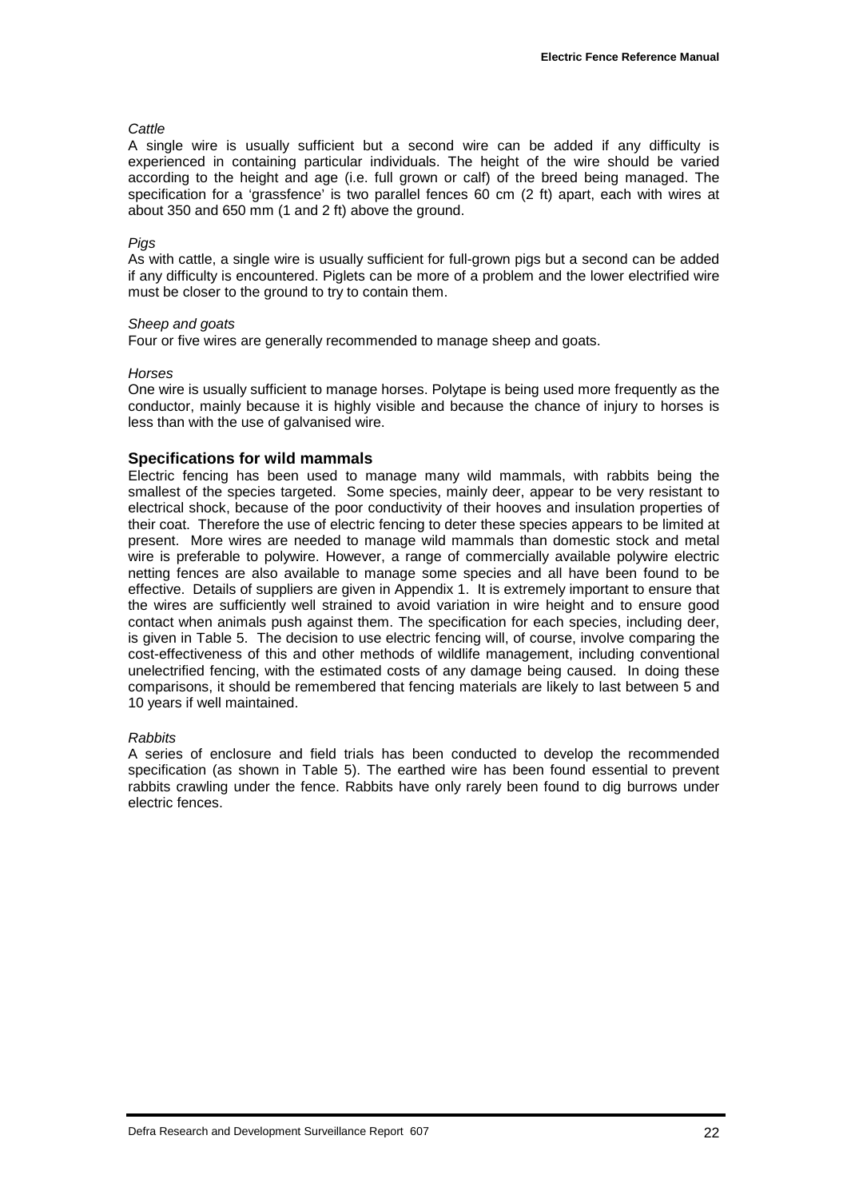*Cattle*

A single wire is usually sufficient but a second wire can be added if any difficulty is experienced in containing particular individuals. The height of the wire should be varied according to the height and age (i.e. full grown or calf) of the breed being managed. The specification for a 'grassfence' is two parallel fences 60 cm (2 ft) apart, each with wires at about 350 and 650 mm (1 and 2 ft) above the ground.

*Pigs*

As with cattle, a single wire is usually sufficient for full-grown pigs but a second can be added if any difficulty is encountered. Piglets can be more of a problem and the lower electrified wire must be closer to the ground to try to contain them.

*Sheep and goats*

Four or five wires are generally recommended to manage sheep and goats.

*Horses*

One wire is usually sufficient to manage horses. Polytape is being used more frequently as the conductor, mainly because it is highly visible and because the chance of injury to horses is less than with the use of galvanised wire.

### Specifications for wild mammals

Electric fencing has been used to manage many wild mammals, with rabbits being the smallest of the species targeted. Some species, mainly deer, appear to be very resistant to electrical shock, because of the poor conductivity of their hooves and insulation properties of their coat. Therefore the use of electric fencing to deter these species appears to be limited at present. More wires are needed to manage wild mammals than domestic stock and metal wire is preferable to polywire. However, a range of commercially available polywire electric netting fences are also available to manage some species and all have been found to be effective. Details of suppliers are given in Appendix 1. It is extremely important to ensure that the wires are sufficiently well strained to avoid variation in wire height and to ensure good contact when animals push against them. The specification for each species, including deer, is given in Table 5. The decision to use electric fencing will, of course, involve comparing the cost-effectiveness of this and other methods of wildlife management, including conventional unelectrified fencing, with the estimated costs of any damage being caused. In doing these comparisons, it should be remembered that fencing materials are likely to last between 5 and 10 years if well maintained.

*Rabbits*

A series of enclosure and field trials has been conducted to develop the recommended specification (as shown in Table 5). The earthed wire has been found essential to prevent rabbits crawling under the fence. Rabbits have only rarely been found to dig burrows under electric fences.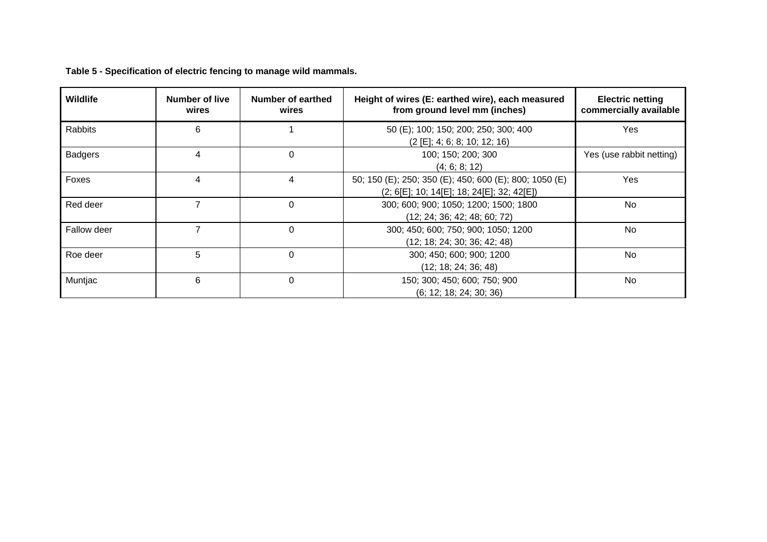**Table 5 - Specification of electric fencing to manage wild mammals.**

| Wildlife | Number of live wires | Number of earthed wires | Height of wires (E: earthed wire), each measured from ground level mm (inches) | Electric netting commercially available |
|---|---|---|---|---|
| Rabbits | 6 | 1 | 50 (E); 100; 150; 200; 250; 300; 400 (2 [E]; 4; 6; 8; 10; 12; 16) | Yes |
| Badgers | 4 | 0 | 100; 150; 200; 300 (4; 6; 8; 12) | Yes (use rabbit netting) |
| Foxes | 4 | 4 | 50; 150 (E); 250; 350 (E); 450; 600 (E); 800; 1050 (E) (2; 6[E]; 10; 14[E]; 18; 24[E]; 32; 42[E]) | Yes |
| Red deer | 7 | 0 | 300; 600; 900; 1050; 1200; 1500; 1800 (12; 24; 36; 42; 48; 60; 72) | No |
| Fallow deer | 7 | 0 | 300; 450; 600; 750; 900; 1050; 1200 (12; 18; 24; 30; 36; 42; 48) | No |
| Roe deer | 5 | 0 | 300; 450; 600; 900; 1200 (12; 18; 24; 36; 48) | No |
| Muntjac | 6 | 0 | 150; 300; 450; 600; 750; 900 (6; 12; 18; 24; 30; 36) | No |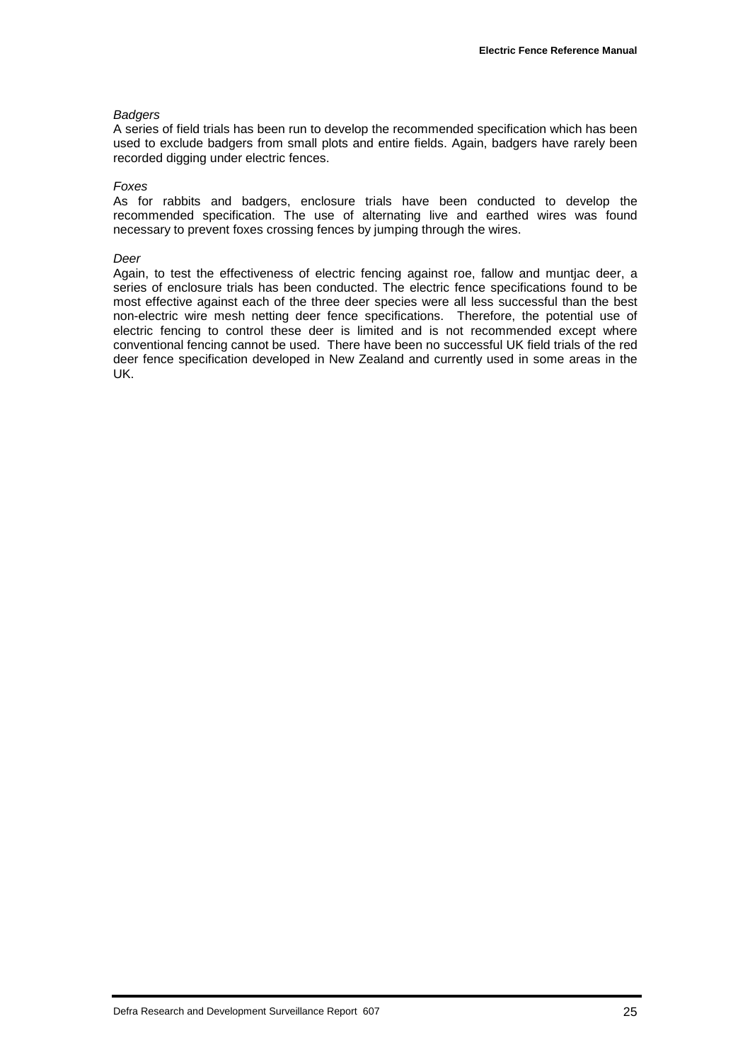*Badgers*

A series of field trials has been run to develop the recommended specification which has been used to exclude badgers from small plots and entire fields. Again, badgers have rarely been recorded digging under electric fences.

*Foxes*

As for rabbits and badgers, enclosure trials have been conducted to develop the recommended specification. The use of alternating live and earthed wires was found necessary to prevent foxes crossing fences by jumping through the wires.

*Deer*

Again, to test the effectiveness of electric fencing against roe, fallow and muntjac deer, a series of enclosure trials has been conducted. The electric fence specifications found to be most effective against each of the three deer species were all less successful than the best non-electric wire mesh netting deer fence specifications. Therefore, the potential use of electric fencing to control these deer is limited and is not recommended except where conventional fencing cannot be used. There have been no successful UK field trials of the red deer fence specification developed in New Zealand and currently used in some areas in the UK.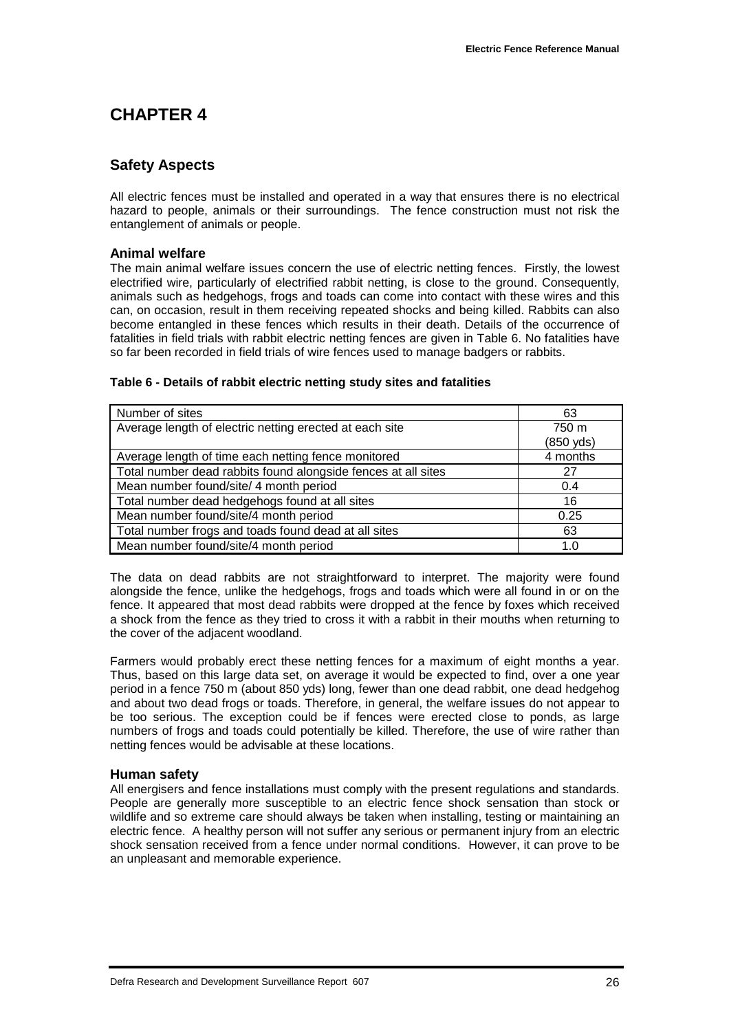# CHAPTER 4

## Safety Aspects

All electric fences must be installed and operated in a way that ensures there is no electrical hazard to people, animals or their surroundings. The fence construction must not risk the entanglement of animals or people.

### Animal welfare

The main animal welfare issues concern the use of electric netting fences. Firstly, the lowest electrified wire, particularly of electrified rabbit netting, is close to the ground. Consequently, animals such as hedgehogs, frogs and toads can come into contact with these wires and this can, on occasion, result in them receiving repeated shocks and being killed. Rabbits can also become entangled in these fences which results in their death. Details of the occurrence of fatalities in field trials with rabbit electric netting fences are given in Table 6. No fatalities have so far been recorded in field trials of wire fences used to manage badgers or rabbits.

**Table 6 - Details of rabbit electric netting study sites and fatalities**

| | |
|---|---|
| Number of sites | 63 |
| Average length of electric netting erected at each site | 750 m (850 yds) |
| Average length of time each netting fence monitored | 4 months |
| Total number dead rabbits found alongside fences at all sites | 27 |
| Mean number found/site/ 4 month period | 0.4 |
| Total number dead hedgehogs found at all sites | 16 |
| Mean number found/site/4 month period | 0.25 |
| Total number frogs and toads found dead at all sites | 63 |
| Mean number found/site/4 month period | 1.0 |

The data on dead rabbits are not straightforward to interpret. The majority were found alongside the fence, unlike the hedgehogs, frogs and toads which were all found in or on the fence. It appeared that most dead rabbits were dropped at the fence by foxes which received a shock from the fence as they tried to cross it with a rabbit in their mouths when returning to the cover of the adjacent woodland.

Farmers would probably erect these netting fences for a maximum of eight months a year. Thus, based on this large data set, on average it would be expected to find, over a one year period in a fence 750 m (about 850 yds) long, fewer than one dead rabbit, one dead hedgehog and about two dead frogs or toads. Therefore, in general, the welfare issues do not appear to be too serious. The exception could be if fences were erected close to ponds, as large numbers of frogs and toads could potentially be killed. Therefore, the use of wire rather than netting fences would be advisable at these locations.

### Human safety

All energisers and fence installations must comply with the present regulations and standards. People are generally more susceptible to an electric fence shock sensation than stock or wildlife and so extreme care should always be taken when installing, testing or maintaining an electric fence. A healthy person will not suffer any serious or permanent injury from an electric shock sensation received from a fence under normal conditions. However, it can prove to be an unpleasant and memorable experience.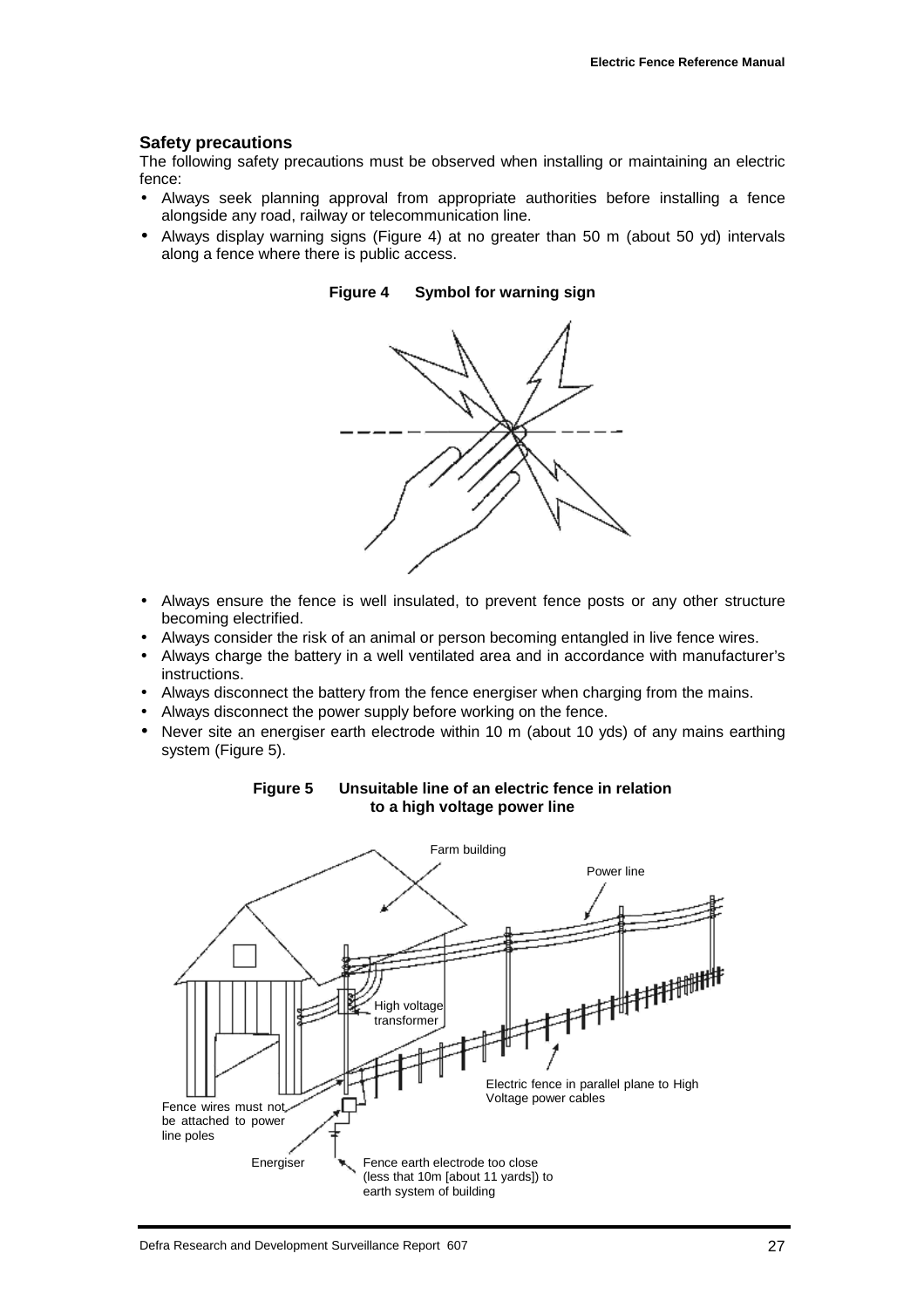### Safety precautions

The following safety precautions must be observed when installing or maintaining an electric fence:

- Always seek planning approval from appropriate authorities before installing a fence alongside any road, railway or telecommunication line.
- Always display warning signs (Figure 4) at no greater than 50 m (about 50 yd) intervals along a fence where there is public access.

**Figure 4 Symbol for warning sign**

- Always ensure the fence is well insulated, to prevent fence posts or any other structure becoming electrified.
- Always consider the risk of an animal or person becoming entangled in live fence wires.
- Always charge the battery in a well ventilated area and in accordance with manufacturer's instructions.
- Always disconnect the battery from the fence energiser when charging from the mains.
- Always disconnect the power supply before working on the fence.
- Never site an energiser earth electrode within 10 m (about 10 yds) of any mains earthing system (Figure 5).

**Figure 5 Unsuitable line of an electric fence in relation to a high voltage power line**

Farm building

Power line

High voltage transformer

Electric fence in parallel plane to High Voltage power cables

Fence wires must not be attached to power line poles

Energiser

Fence earth electrode too close (less that 10m [about 11 yards]) to earth system of building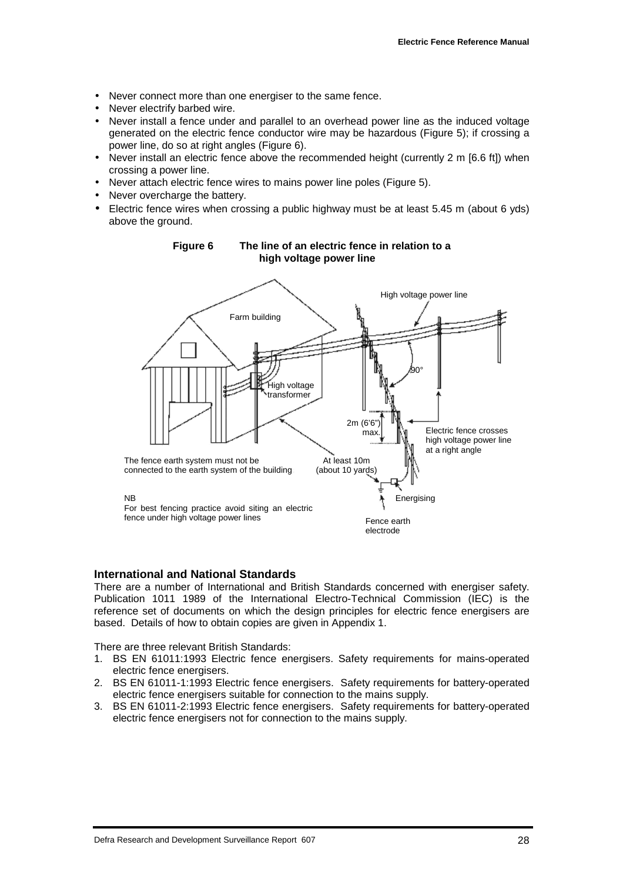- Never connect more than one energiser to the same fence.
- Never electrify barbed wire.
- Never install a fence under and parallel to an overhead power line as the induced voltage generated on the electric fence conductor wire may be hazardous (Figure 5); if crossing a power line, do so at right angles (Figure 6).
- Never install an electric fence above the recommended height (currently 2 m [6.6 ft]) when crossing a power line.
- Never attach electric fence wires to mains power line poles (Figure 5).
- Never overcharge the battery.
- Electric fence wires when crossing a public highway must be at least 5.45 m (about 6 yds) above the ground.

**Figure 6 The line of an electric fence in relation to a high voltage power line**

Farm building

High voltage power line

90°

High voltage transformer

2m (6'6") max.

Electric fence crosses high voltage power line at a right angle

The fence earth system must not be connected to the earth system of the building

At least 10m (about 10 yards)

Energising

NB
For best fencing practice avoid siting an electric fence under high voltage power lines

Fence earth electrode

### International and National Standards

There are a number of International and British Standards concerned with energiser safety. Publication 1011 1989 of the International Electro-Technical Commission (IEC) is the reference set of documents on which the design principles for electric fence energisers are based. Details of how to obtain copies are given in Appendix 1.

There are three relevant British Standards:

1. BS EN 61011:1993 Electric fence energisers. Safety requirements for mains-operated electric fence energisers.
2. BS EN 61011-1:1993 Electric fence energisers. Safety requirements for battery-operated electric fence energisers suitable for connection to the mains supply.
3. BS EN 61011-2:1993 Electric fence energisers. Safety requirements for battery-operated electric fence energisers not for connection to the mains supply.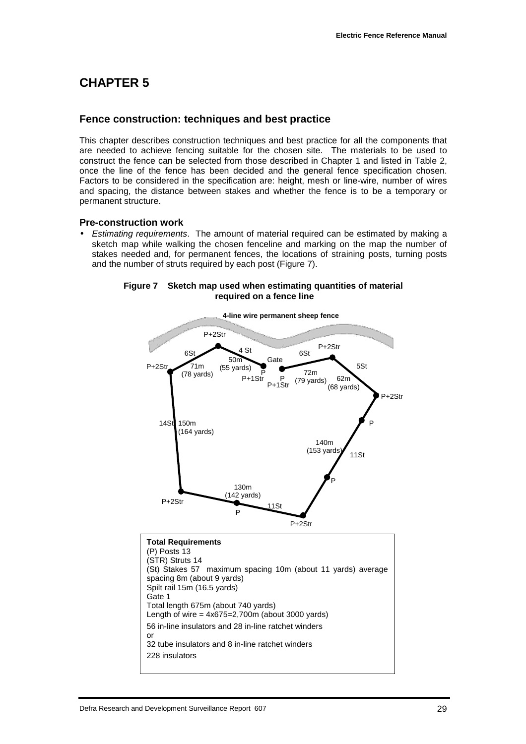# CHAPTER 5

## Fence construction: techniques and best practice

This chapter describes construction techniques and best practice for all the components that are needed to achieve fencing suitable for the chosen site. The materials to be used to construct the fence can be selected from those described in Chapter 1 and listed in Table 2, once the line of the fence has been decided and the general fence specification chosen. Factors to be considered in the specification are: height, mesh or line-wire, number of wires and spacing, the distance between stakes and whether the fence is to be a temporary or permanent structure.

### Pre-construction work

- *Estimating requirements*. The amount of material required can be estimated by making a sketch map while walking the chosen fenceline and marking on the map the number of stakes needed and, for permanent fences, the locations of straining posts, turning posts and the number of struts required by each post (Figure 7).

**Figure 7 Sketch map used when estimating quantities of material required on a fence line**

4-line wire permanent sheep fence

P+2Str, 6St, 71m (78 yards), P+2Str, 4 St, 50m (55 yards), P, P+1Str, Gate, P, P+1Str, 6St, 72m (79 yards), P+2Str, 5St, 62m (68 yards), P+2Str, 14St, 150m (164 yards), P, 140m (153 yards), 11St, P, 130m (142 yards), P+2Str, P, 11St, P+2Str

**Total Requirements**
(P) Posts 13
(STR) Struts 14
(St) Stakes 57 maximum spacing 10m (about 11 yards) average spacing 8m (about 9 yards)
Spilt rail 15m (16.5 yards)
Gate 1
Total length 675m (about 740 yards)
Length of wire = 4x675=2,700m (about 3000 yards)
56 in-line insulators and 28 in-line ratchet winders
or
32 tube insulators and 8 in-line ratchet winders
228 insulators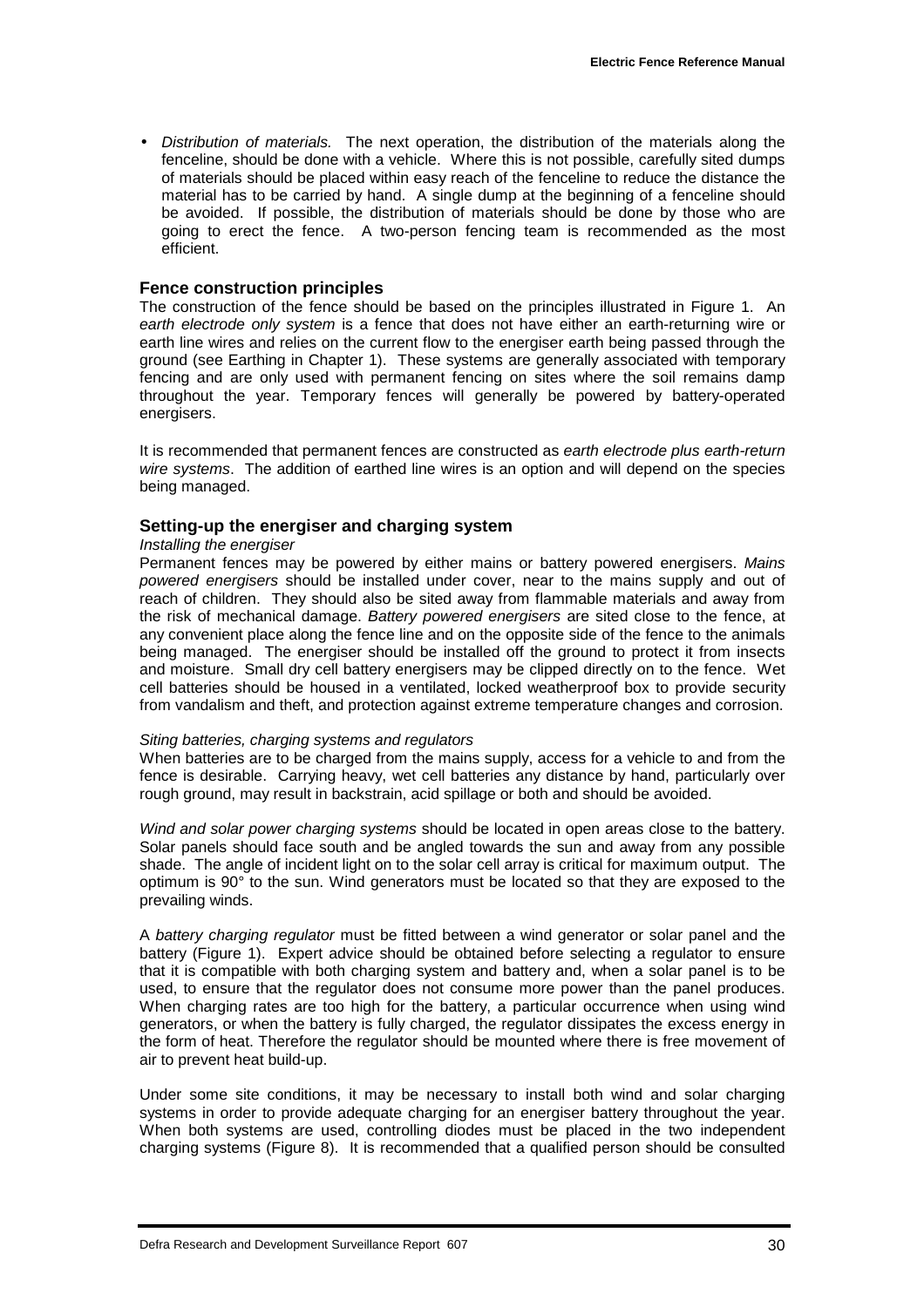- *Distribution of materials.* The next operation, the distribution of the materials along the fenceline, should be done with a vehicle. Where this is not possible, carefully sited dumps of materials should be placed within easy reach of the fenceline to reduce the distance the material has to be carried by hand. A single dump at the beginning of a fenceline should be avoided. If possible, the distribution of materials should be done by those who are going to erect the fence. A two-person fencing team is recommended as the most efficient.

### Fence construction principles

The construction of the fence should be based on the principles illustrated in Figure 1. An *earth electrode only system* is a fence that does not have either an earth-returning wire or earth line wires and relies on the current flow to the energiser earth being passed through the ground (see Earthing in Chapter 1). These systems are generally associated with temporary fencing and are only used with permanent fencing on sites where the soil remains damp throughout the year. Temporary fences will generally be powered by battery-operated energisers.

It is recommended that permanent fences are constructed as *earth electrode plus earth-return wire systems*. The addition of earthed line wires is an option and will depend on the species being managed.

### Setting-up the energiser and charging system

*Installing the energiser*

Permanent fences may be powered by either mains or battery powered energisers. *Mains powered energisers* should be installed under cover, near to the mains supply and out of reach of children. They should also be sited away from flammable materials and away from the risk of mechanical damage. *Battery powered energisers* are sited close to the fence, at any convenient place along the fence line and on the opposite side of the fence to the animals being managed. The energiser should be installed off the ground to protect it from insects and moisture. Small dry cell battery energisers may be clipped directly on to the fence. Wet cell batteries should be housed in a ventilated, locked weatherproof box to provide security from vandalism and theft, and protection against extreme temperature changes and corrosion.

*Siting batteries, charging systems and regulators*

When batteries are to be charged from the mains supply, access for a vehicle to and from the fence is desirable. Carrying heavy, wet cell batteries any distance by hand, particularly over rough ground, may result in backstrain, acid spillage or both and should be avoided.

*Wind and solar power charging systems* should be located in open areas close to the battery. Solar panels should face south and be angled towards the sun and away from any possible shade. The angle of incident light on to the solar cell array is critical for maximum output. The optimum is 90° to the sun. Wind generators must be located so that they are exposed to the prevailing winds.

A *battery charging regulator* must be fitted between a wind generator or solar panel and the battery (Figure 1). Expert advice should be obtained before selecting a regulator to ensure that it is compatible with both charging system and battery and, when a solar panel is to be used, to ensure that the regulator does not consume more power than the panel produces. When charging rates are too high for the battery, a particular occurrence when using wind generators, or when the battery is fully charged, the regulator dissipates the excess energy in the form of heat. Therefore the regulator should be mounted where there is free movement of air to prevent heat build-up.

Under some site conditions, it may be necessary to install both wind and solar charging systems in order to provide adequate charging for an energiser battery throughout the year. When both systems are used, controlling diodes must be placed in the two independent charging systems (Figure 8). It is recommended that a qualified person should be consulted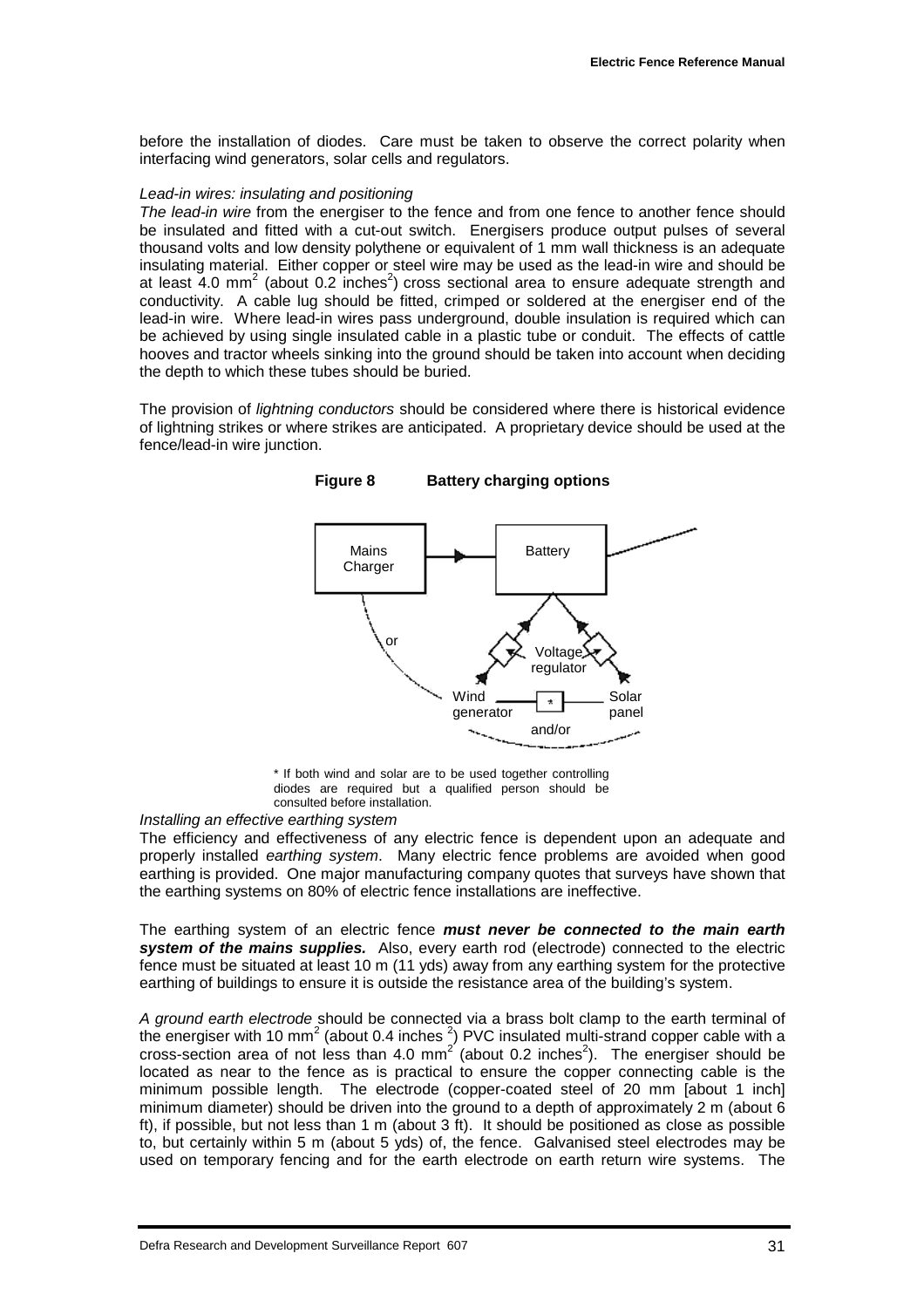before the installation of diodes. Care must be taken to observe the correct polarity when interfacing wind generators, solar cells and regulators.

*Lead-in wires: insulating and positioning*

*The lead-in wire* from the energiser to the fence and from one fence to another fence should be insulated and fitted with a cut-out switch. Energisers produce output pulses of several thousand volts and low density polythene or equivalent of 1 mm wall thickness is an adequate insulating material. Either copper or steel wire may be used as the lead-in wire and should be at least 4.0 mm$^2$ (about 0.2 inches$^2$) cross sectional area to ensure adequate strength and conductivity. A cable lug should be fitted, crimped or soldered at the energiser end of the lead-in wire. Where lead-in wires pass underground, double insulation is required which can be achieved by using single insulated cable in a plastic tube or conduit. The effects of cattle hooves and tractor wheels sinking into the ground should be taken into account when deciding the depth to which these tubes should be buried.

The provision of *lightning conductors* should be considered where there is historical evidence of lightning strikes or where strikes are anticipated. A proprietary device should be used at the fence/lead-in wire junction.

**Figure 8 Battery charging options**

Mains Charger → Battery; or; Voltage regulator; Wind generator — * — Solar panel; and/or

\* If both wind and solar are to be used together controlling diodes are required but a qualified person should be consulted before installation.

*Installing an effective earthing system*

The efficiency and effectiveness of any electric fence is dependent upon an adequate and properly installed *earthing system*. Many electric fence problems are avoided when good earthing is provided. One major manufacturing company quotes that surveys have shown that the earthing systems on 80% of electric fence installations are ineffective.

The earthing system of an electric fence ***must never be connected to the main earth system of the mains supplies.*** Also, every earth rod (electrode) connected to the electric fence must be situated at least 10 m (11 yds) away from any earthing system for the protective earthing of buildings to ensure it is outside the resistance area of the building's system.

*A ground earth electrode* should be connected via a brass bolt clamp to the earth terminal of the energiser with 10 mm$^2$ (about 0.4 inches $^2$) PVC insulated multi-strand copper cable with a cross-section area of not less than 4.0 mm$^2$ (about 0.2 inches$^2$). The energiser should be located as near to the fence as is practical to ensure the copper connecting cable is the minimum possible length. The electrode (copper-coated steel of 20 mm [about 1 inch] minimum diameter) should be driven into the ground to a depth of approximately 2 m (about 6 ft), if possible, but not less than 1 m (about 3 ft). It should be positioned as close as possible to, but certainly within 5 m (about 5 yds) of, the fence. Galvanised steel electrodes may be used on temporary fencing and for the earth electrode on earth return wire systems. The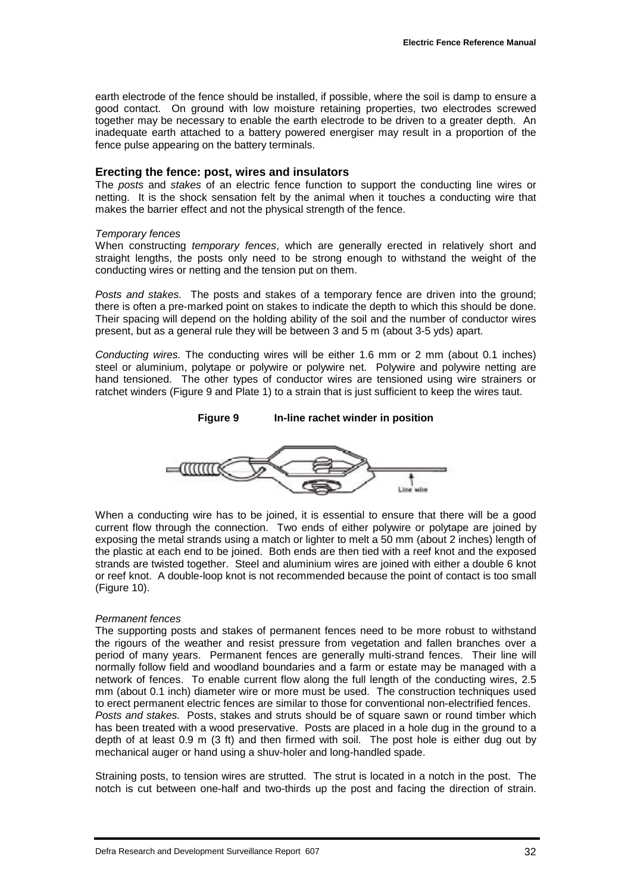earth electrode of the fence should be installed, if possible, where the soil is damp to ensure a good contact. On ground with low moisture retaining properties, two electrodes screwed together may be necessary to enable the earth electrode to be driven to a greater depth. An inadequate earth attached to a battery powered energiser may result in a proportion of the fence pulse appearing on the battery terminals.

### Erecting the fence: post, wires and insulators

The *posts* and *stakes* of an electric fence function to support the conducting line wires or netting. It is the shock sensation felt by the animal when it touches a conducting wire that makes the barrier effect and not the physical strength of the fence.

*Temporary fences*

When constructing *temporary fences*, which are generally erected in relatively short and straight lengths, the posts only need to be strong enough to withstand the weight of the conducting wires or netting and the tension put on them.

*Posts and stakes.* The posts and stakes of a temporary fence are driven into the ground; there is often a pre-marked point on stakes to indicate the depth to which this should be done. Their spacing will depend on the holding ability of the soil and the number of conductor wires present, but as a general rule they will be between 3 and 5 m (about 3-5 yds) apart.

*Conducting wires.* The conducting wires will be either 1.6 mm or 2 mm (about 0.1 inches) steel or aluminium, polytape or polywire or polywire net. Polywire and polywire netting are hand tensioned. The other types of conductor wires are tensioned using wire strainers or ratchet winders (Figure 9 and Plate 1) to a strain that is just sufficient to keep the wires taut.

**Figure 9 In-line rachet winder in position**

When a conducting wire has to be joined, it is essential to ensure that there will be a good current flow through the connection. Two ends of either polywire or polytape are joined by exposing the metal strands using a match or lighter to melt a 50 mm (about 2 inches) length of the plastic at each end to be joined. Both ends are then tied with a reef knot and the exposed strands are twisted together. Steel and aluminium wires are joined with either a double 6 knot or reef knot. A double-loop knot is not recommended because the point of contact is too small (Figure 10).

*Permanent fences*

The supporting posts and stakes of permanent fences need to be more robust to withstand the rigours of the weather and resist pressure from vegetation and fallen branches over a period of many years. Permanent fences are generally multi-strand fences. Their line will normally follow field and woodland boundaries and a farm or estate may be managed with a network of fences. To enable current flow along the full length of the conducting wires, 2.5 mm (about 0.1 inch) diameter wire or more must be used. The construction techniques used to erect permanent electric fences are similar to those for conventional non-electrified fences.

*Posts and stakes.* Posts, stakes and struts should be of square sawn or round timber which has been treated with a wood preservative. Posts are placed in a hole dug in the ground to a depth of at least 0.9 m (3 ft) and then firmed with soil. The post hole is either dug out by mechanical auger or hand using a shuv-holer and long-handled spade.

Straining posts, to tension wires are strutted. The strut is located in a notch in the post. The notch is cut between one-half and two-thirds up the post and facing the direction of strain.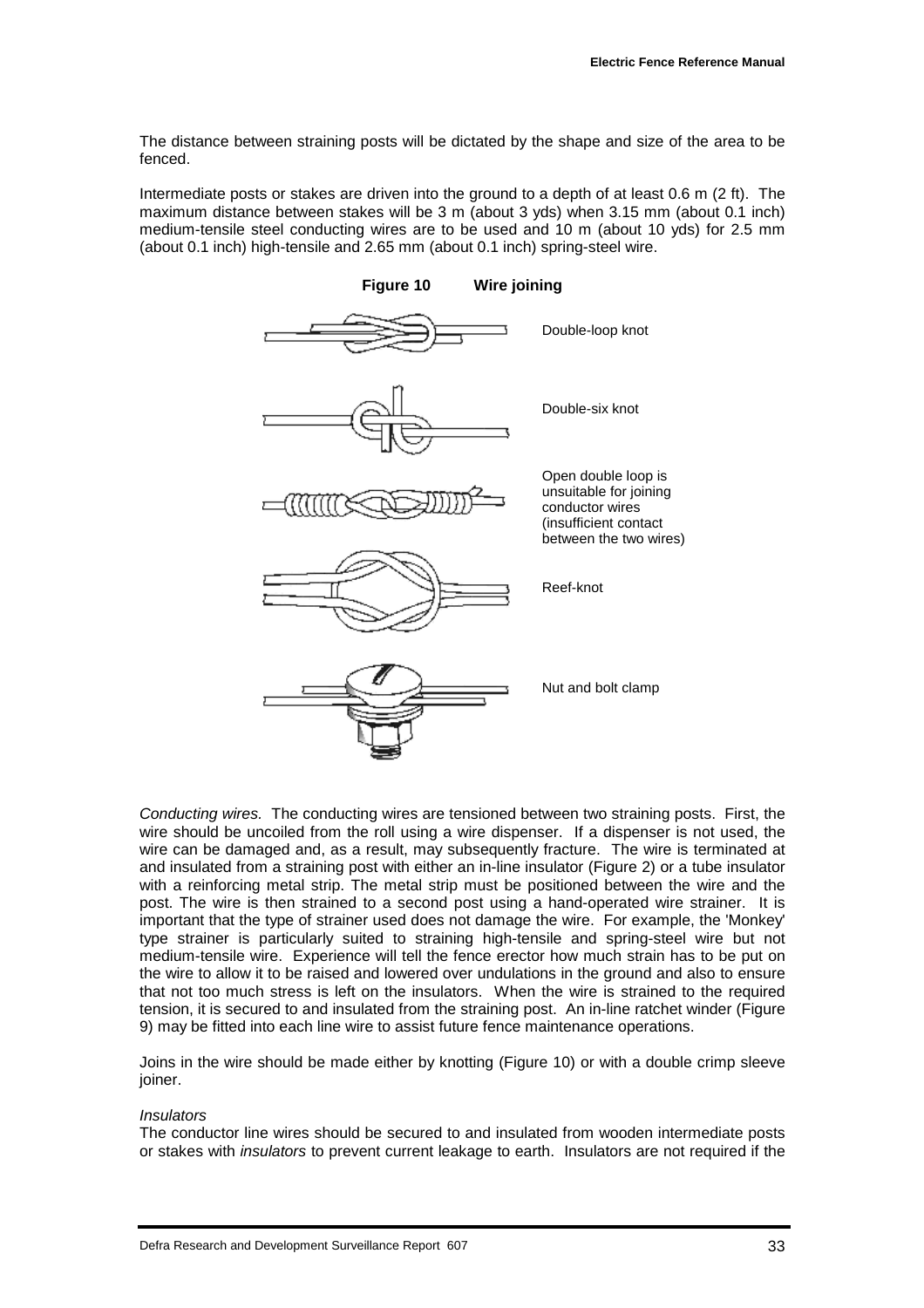The distance between straining posts will be dictated by the shape and size of the area to be fenced.

Intermediate posts or stakes are driven into the ground to a depth of at least 0.6 m (2 ft). The maximum distance between stakes will be 3 m (about 3 yds) when 3.15 mm (about 0.1 inch) medium-tensile steel conducting wires are to be used and 10 m (about 10 yds) for 2.5 mm (about 0.1 inch) high-tensile and 2.65 mm (about 0.1 inch) spring-steel wire.

**Figure 10 Wire joining**

Double-loop knot

Double-six knot

Open double loop is unsuitable for joining conductor wires (insufficient contact between the two wires)

Reef-knot

Nut and bolt clamp

*Conducting wires.* The conducting wires are tensioned between two straining posts. First, the wire should be uncoiled from the roll using a wire dispenser. If a dispenser is not used, the wire can be damaged and, as a result, may subsequently fracture. The wire is terminated at and insulated from a straining post with either an in-line insulator (Figure 2) or a tube insulator with a reinforcing metal strip. The metal strip must be positioned between the wire and the post. The wire is then strained to a second post using a hand-operated wire strainer. It is important that the type of strainer used does not damage the wire. For example, the 'Monkey' type strainer is particularly suited to straining high-tensile and spring-steel wire but not medium-tensile wire. Experience will tell the fence erector how much strain has to be put on the wire to allow it to be raised and lowered over undulations in the ground and also to ensure that not too much stress is left on the insulators. When the wire is strained to the required tension, it is secured to and insulated from the straining post. An in-line ratchet winder (Figure 9) may be fitted into each line wire to assist future fence maintenance operations.

Joins in the wire should be made either by knotting (Figure 10) or with a double crimp sleeve joiner.

*Insulators*

The conductor line wires should be secured to and insulated from wooden intermediate posts or stakes with *insulators* to prevent current leakage to earth. Insulators are not required if the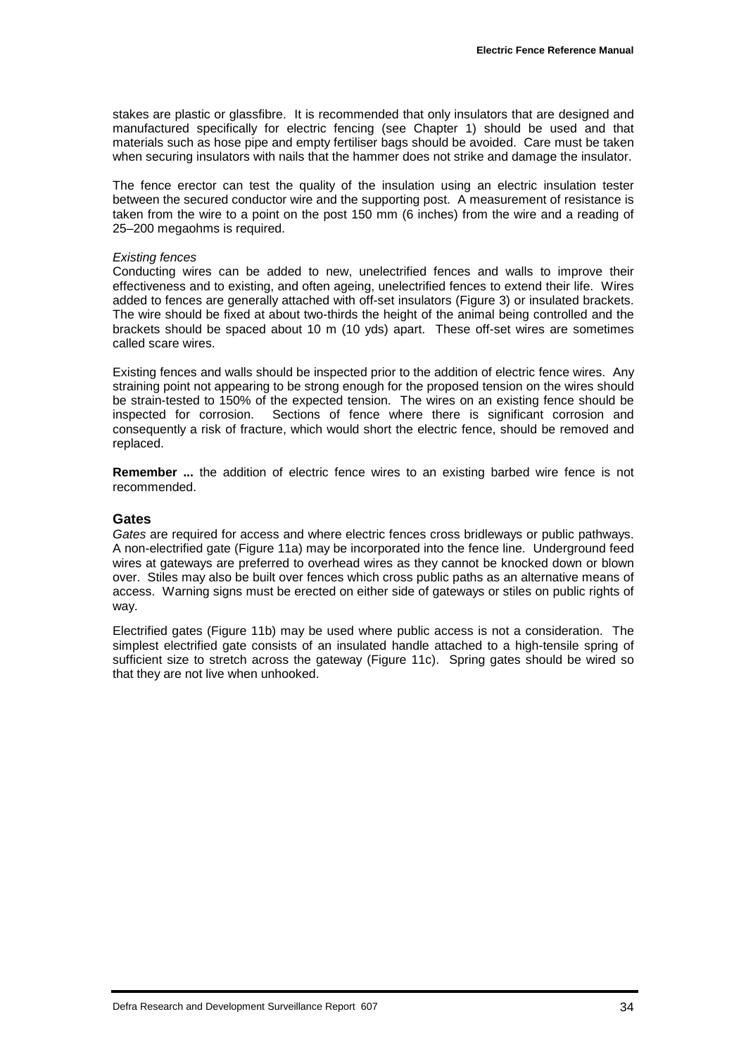stakes are plastic or glassfibre. It is recommended that only insulators that are designed and manufactured specifically for electric fencing (see Chapter 1) should be used and that materials such as hose pipe and empty fertiliser bags should be avoided. Care must be taken when securing insulators with nails that the hammer does not strike and damage the insulator.

The fence erector can test the quality of the insulation using an electric insulation tester between the secured conductor wire and the supporting post. A measurement of resistance is taken from the wire to a point on the post 150 mm (6 inches) from the wire and a reading of 25–200 megaohms is required.

*Existing fences*

Conducting wires can be added to new, unelectrified fences and walls to improve their effectiveness and to existing, and often ageing, unelectrified fences to extend their life. Wires added to fences are generally attached with off-set insulators (Figure 3) or insulated brackets. The wire should be fixed at about two-thirds the height of the animal being controlled and the brackets should be spaced about 10 m (10 yds) apart. These off-set wires are sometimes called scare wires.

Existing fences and walls should be inspected prior to the addition of electric fence wires. Any straining point not appearing to be strong enough for the proposed tension on the wires should be strain-tested to 150% of the expected tension. The wires on an existing fence should be inspected for corrosion. Sections of fence where there is significant corrosion and consequently a risk of fracture, which would short the electric fence, should be removed and replaced.

**Remember ...** the addition of electric fence wires to an existing barbed wire fence is not recommended.

## Gates

*Gates* are required for access and where electric fences cross bridleways or public pathways. A non-electrified gate (Figure 11a) may be incorporated into the fence line. Underground feed wires at gateways are preferred to overhead wires as they cannot be knocked down or blown over. Stiles may also be built over fences which cross public paths as an alternative means of access. Warning signs must be erected on either side of gateways or stiles on public rights of way.

Electrified gates (Figure 11b) may be used where public access is not a consideration. The simplest electrified gate consists of an insulated handle attached to a high-tensile spring of sufficient size to stretch across the gateway (Figure 11c). Spring gates should be wired so that they are not live when unhooked.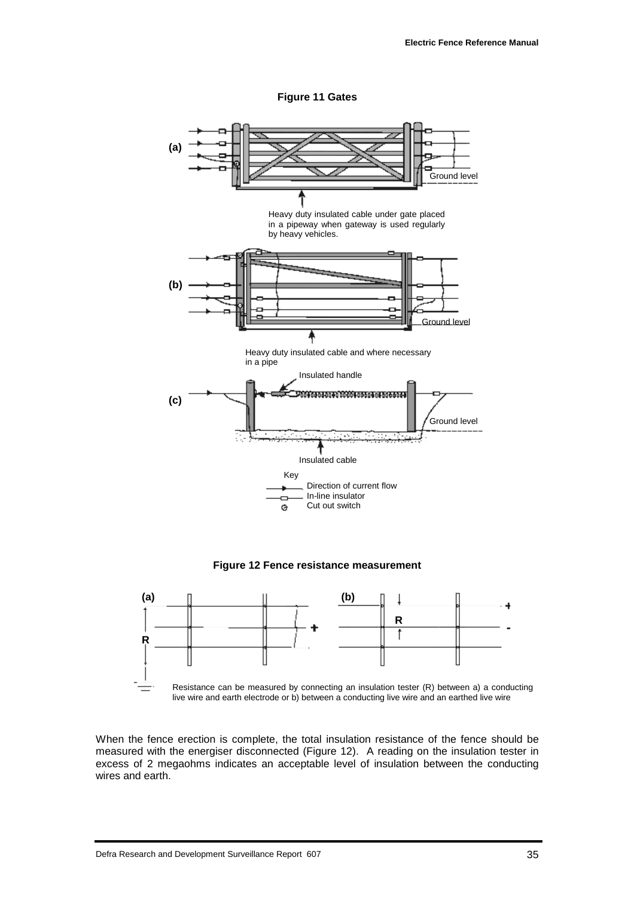**Figure 11 Gates**

(a)

Ground level

Heavy duty insulated cable under gate placed in a pipeway when gateway is used regularly by heavy vehicles.

(b)

Ground level

Heavy duty insulated cable and where necessary in a pipe

Insulated handle

(c)

Ground level

Insulated cable

Key

Direction of current flow

In-line insulator

Cut out switch

**Figure 12 Fence resistance measurement**

(a) (b)

R R

Resistance can be measured by connecting an insulation tester (R) between a) a conducting live wire and earth electrode or b) between a conducting live wire and an earthed live wire

When the fence erection is complete, the total insulation resistance of the fence should be measured with the energiser disconnected (Figure 12). A reading on the insulation tester in excess of 2 megaohms indicates an acceptable level of insulation between the conducting wires and earth.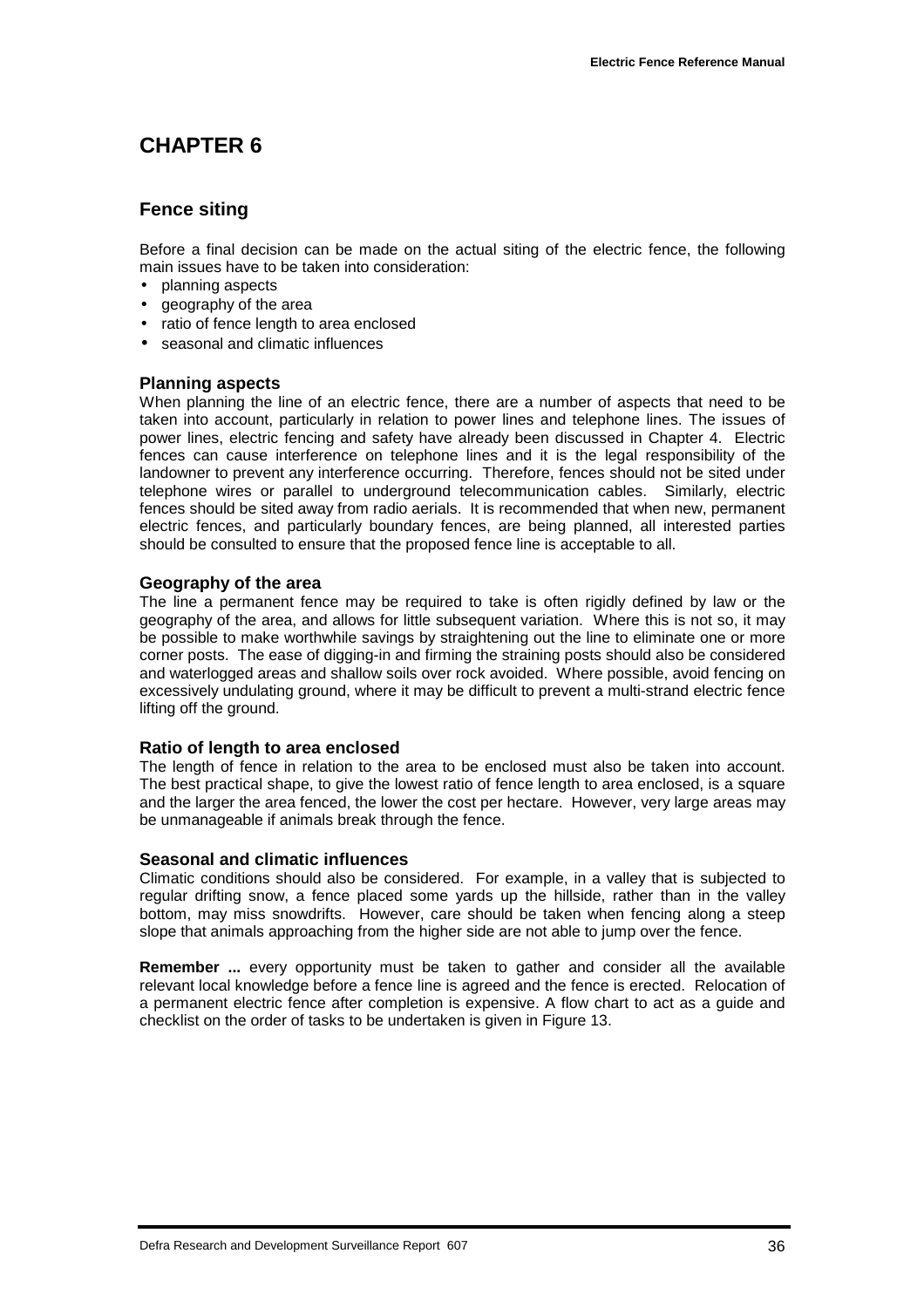# CHAPTER 6

## Fence siting

Before a final decision can be made on the actual siting of the electric fence, the following main issues have to be taken into consideration:

- planning aspects
- geography of the area
- ratio of fence length to area enclosed
- seasonal and climatic influences

### Planning aspects

When planning the line of an electric fence, there are a number of aspects that need to be taken into account, particularly in relation to power lines and telephone lines. The issues of power lines, electric fencing and safety have already been discussed in Chapter 4. Electric fences can cause interference on telephone lines and it is the legal responsibility of the landowner to prevent any interference occurring. Therefore, fences should not be sited under telephone wires or parallel to underground telecommunication cables. Similarly, electric fences should be sited away from radio aerials. It is recommended that when new, permanent electric fences, and particularly boundary fences, are being planned, all interested parties should be consulted to ensure that the proposed fence line is acceptable to all.

### Geography of the area

The line a permanent fence may be required to take is often rigidly defined by law or the geography of the area, and allows for little subsequent variation. Where this is not so, it may be possible to make worthwhile savings by straightening out the line to eliminate one or more corner posts. The ease of digging-in and firming the straining posts should also be considered and waterlogged areas and shallow soils over rock avoided. Where possible, avoid fencing on excessively undulating ground, where it may be difficult to prevent a multi-strand electric fence lifting off the ground.

### Ratio of length to area enclosed

The length of fence in relation to the area to be enclosed must also be taken into account. The best practical shape, to give the lowest ratio of fence length to area enclosed, is a square and the larger the area fenced, the lower the cost per hectare. However, very large areas may be unmanageable if animals break through the fence.

### Seasonal and climatic influences

Climatic conditions should also be considered. For example, in a valley that is subjected to regular drifting snow, a fence placed some yards up the hillside, rather than in the valley bottom, may miss snowdrifts. However, care should be taken when fencing along a steep slope that animals approaching from the higher side are not able to jump over the fence.

**Remember ...** every opportunity must be taken to gather and consider all the available relevant local knowledge before a fence line is agreed and the fence is erected. Relocation of a permanent electric fence after completion is expensive. A flow chart to act as a guide and checklist on the order of tasks to be undertaken is given in Figure 13.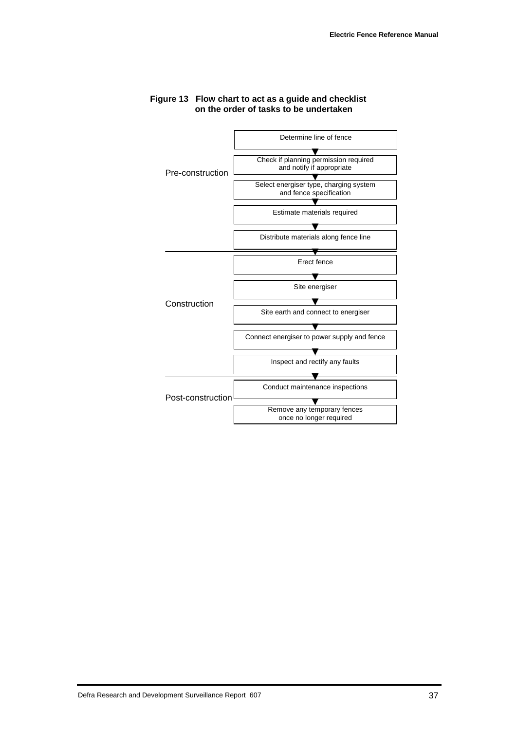**Figure 13 Flow chart to act as a guide and checklist on the order of tasks to be undertaken**

**Pre-construction**

1. Determine line of fence
2. Check if planning permission required and notify if appropriate
3. Select energiser type, charging system and fence specification
4. Estimate materials required
5. Distribute materials along fence line

**Construction**

6. Erect fence
7. Site energiser
8. Site earth and connect to energiser
9. Connect energiser to power supply and fence
10. Inspect and rectify any faults

**Post-construction**

11. Conduct maintenance inspections
12. Remove any temporary fences once no longer required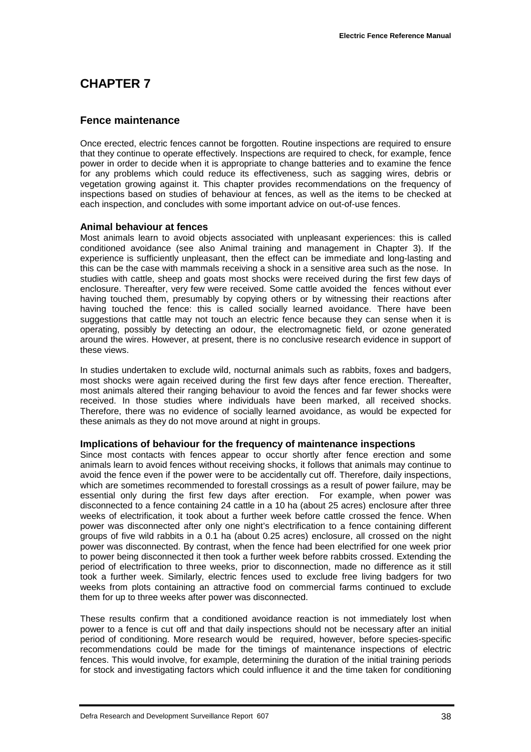# CHAPTER 7

## Fence maintenance

Once erected, electric fences cannot be forgotten. Routine inspections are required to ensure that they continue to operate effectively. Inspections are required to check, for example, fence power in order to decide when it is appropriate to change batteries and to examine the fence for any problems which could reduce its effectiveness, such as sagging wires, debris or vegetation growing against it. This chapter provides recommendations on the frequency of inspections based on studies of behaviour at fences, as well as the items to be checked at each inspection, and concludes with some important advice on out-of-use fences.

### Animal behaviour at fences

Most animals learn to avoid objects associated with unpleasant experiences: this is called conditioned avoidance (see also Animal training and management in Chapter 3). If the experience is sufficiently unpleasant, then the effect can be immediate and long-lasting and this can be the case with mammals receiving a shock in a sensitive area such as the nose. In studies with cattle, sheep and goats most shocks were received during the first few days of enclosure. Thereafter, very few were received. Some cattle avoided the fences without ever having touched them, presumably by copying others or by witnessing their reactions after having touched the fence: this is called socially learned avoidance. There have been suggestions that cattle may not touch an electric fence because they can sense when it is operating, possibly by detecting an odour, the electromagnetic field, or ozone generated around the wires. However, at present, there is no conclusive research evidence in support of these views.

In studies undertaken to exclude wild, nocturnal animals such as rabbits, foxes and badgers, most shocks were again received during the first few days after fence erection. Thereafter, most animals altered their ranging behaviour to avoid the fences and far fewer shocks were received. In those studies where individuals have been marked, all received shocks. Therefore, there was no evidence of socially learned avoidance, as would be expected for these animals as they do not move around at night in groups.

### Implications of behaviour for the frequency of maintenance inspections

Since most contacts with fences appear to occur shortly after fence erection and some animals learn to avoid fences without receiving shocks, it follows that animals may continue to avoid the fence even if the power were to be accidentally cut off. Therefore, daily inspections, which are sometimes recommended to forestall crossings as a result of power failure, may be essential only during the first few days after erection. For example, when power was disconnected to a fence containing 24 cattle in a 10 ha (about 25 acres) enclosure after three weeks of electrification, it took about a further week before cattle crossed the fence. When power was disconnected after only one night's electrification to a fence containing different groups of five wild rabbits in a 0.1 ha (about 0.25 acres) enclosure, all crossed on the night power was disconnected. By contrast, when the fence had been electrified for one week prior to power being disconnected it then took a further week before rabbits crossed. Extending the period of electrification to three weeks, prior to disconnection, made no difference as it still took a further week. Similarly, electric fences used to exclude free living badgers for two weeks from plots containing an attractive food on commercial farms continued to exclude them for up to three weeks after power was disconnected.

These results confirm that a conditioned avoidance reaction is not immediately lost when power to a fence is cut off and that daily inspections should not be necessary after an initial period of conditioning. More research would be required, however, before species-specific recommendations could be made for the timings of maintenance inspections of electric fences. This would involve, for example, determining the duration of the initial training periods for stock and investigating factors which could influence it and the time taken for conditioning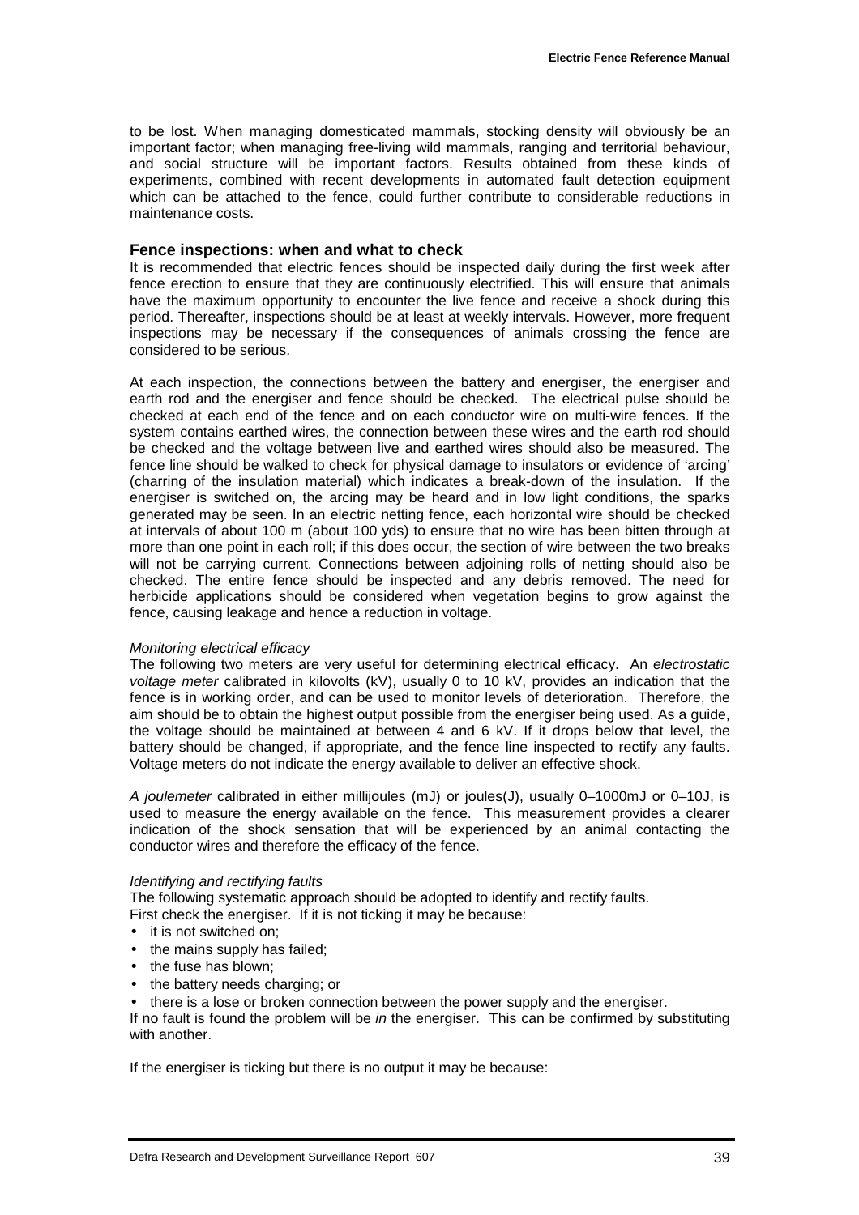to be lost. When managing domesticated mammals, stocking density will obviously be an important factor; when managing free-living wild mammals, ranging and territorial behaviour, and social structure will be important factors. Results obtained from these kinds of experiments, combined with recent developments in automated fault detection equipment which can be attached to the fence, could further contribute to considerable reductions in maintenance costs.

### Fence inspections: when and what to check

It is recommended that electric fences should be inspected daily during the first week after fence erection to ensure that they are continuously electrified. This will ensure that animals have the maximum opportunity to encounter the live fence and receive a shock during this period. Thereafter, inspections should be at least at weekly intervals. However, more frequent inspections may be necessary if the consequences of animals crossing the fence are considered to be serious.

At each inspection, the connections between the battery and energiser, the energiser and earth rod and the energiser and fence should be checked. The electrical pulse should be checked at each end of the fence and on each conductor wire on multi-wire fences. If the system contains earthed wires, the connection between these wires and the earth rod should be checked and the voltage between live and earthed wires should also be measured. The fence line should be walked to check for physical damage to insulators or evidence of 'arcing' (charring of the insulation material) which indicates a break-down of the insulation. If the energiser is switched on, the arcing may be heard and in low light conditions, the sparks generated may be seen. In an electric netting fence, each horizontal wire should be checked at intervals of about 100 m (about 100 yds) to ensure that no wire has been bitten through at more than one point in each roll; if this does occur, the section of wire between the two breaks will not be carrying current. Connections between adjoining rolls of netting should also be checked. The entire fence should be inspected and any debris removed. The need for herbicide applications should be considered when vegetation begins to grow against the fence, causing leakage and hence a reduction in voltage.

*Monitoring electrical efficacy*

The following two meters are very useful for determining electrical efficacy. An *electrostatic voltage meter* calibrated in kilovolts (kV), usually 0 to 10 kV, provides an indication that the fence is in working order, and can be used to monitor levels of deterioration. Therefore, the aim should be to obtain the highest output possible from the energiser being used. As a guide, the voltage should be maintained at between 4 and 6 kV. If it drops below that level, the battery should be changed, if appropriate, and the fence line inspected to rectify any faults. Voltage meters do not indicate the energy available to deliver an effective shock.

*A joulemeter* calibrated in either millijoules (mJ) or joules(J), usually 0–1000mJ or 0–10J, is used to measure the energy available on the fence. This measurement provides a clearer indication of the shock sensation that will be experienced by an animal contacting the conductor wires and therefore the efficacy of the fence.

*Identifying and rectifying faults*

The following systematic approach should be adopted to identify and rectify faults.
First check the energiser. If it is not ticking it may be because:

- it is not switched on;
- the mains supply has failed;
- the fuse has blown;
- the battery needs charging; or
- there is a lose or broken connection between the power supply and the energiser.

If no fault is found the problem will be *in* the energiser. This can be confirmed by substituting with another.

If the energiser is ticking but there is no output it may be because: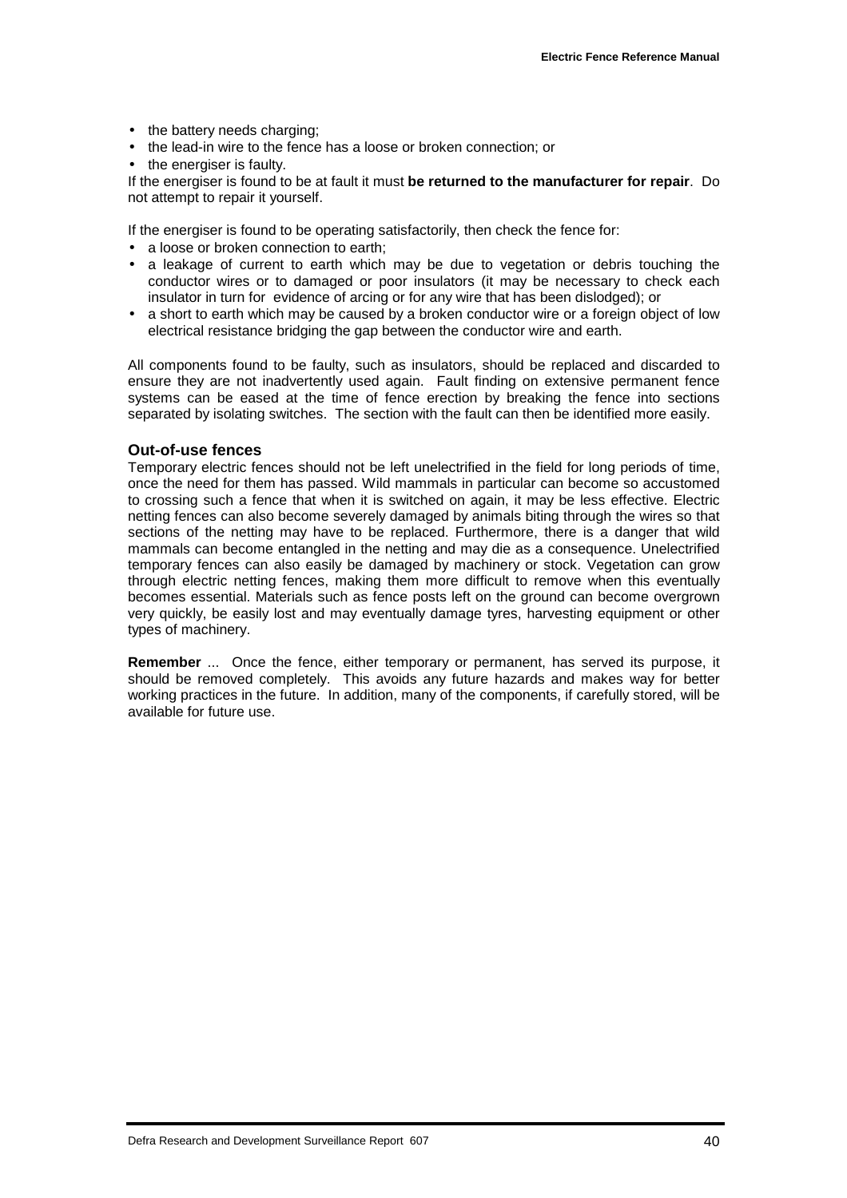- the battery needs charging;
- the lead-in wire to the fence has a loose or broken connection; or
- the energiser is faulty.

If the energiser is found to be at fault it must **be returned to the manufacturer for repair**. Do not attempt to repair it yourself.

If the energiser is found to be operating satisfactorily, then check the fence for:

- a loose or broken connection to earth;
- a leakage of current to earth which may be due to vegetation or debris touching the conductor wires or to damaged or poor insulators (it may be necessary to check each insulator in turn for evidence of arcing or for any wire that has been dislodged); or
- a short to earth which may be caused by a broken conductor wire or a foreign object of low electrical resistance bridging the gap between the conductor wire and earth.

All components found to be faulty, such as insulators, should be replaced and discarded to ensure they are not inadvertently used again. Fault finding on extensive permanent fence systems can be eased at the time of fence erection by breaking the fence into sections separated by isolating switches. The section with the fault can then be identified more easily.

### Out-of-use fences

Temporary electric fences should not be left unelectrified in the field for long periods of time, once the need for them has passed. Wild mammals in particular can become so accustomed to crossing such a fence that when it is switched on again, it may be less effective. Electric netting fences can also become severely damaged by animals biting through the wires so that sections of the netting may have to be replaced. Furthermore, there is a danger that wild mammals can become entangled in the netting and may die as a consequence. Unelectrified temporary fences can also easily be damaged by machinery or stock. Vegetation can grow through electric netting fences, making them more difficult to remove when this eventually becomes essential. Materials such as fence posts left on the ground can become overgrown very quickly, be easily lost and may eventually damage tyres, harvesting equipment or other types of machinery.

**Remember** ... Once the fence, either temporary or permanent, has served its purpose, it should be removed completely. This avoids any future hazards and makes way for better working practices in the future. In addition, many of the components, if carefully stored, will be available for future use.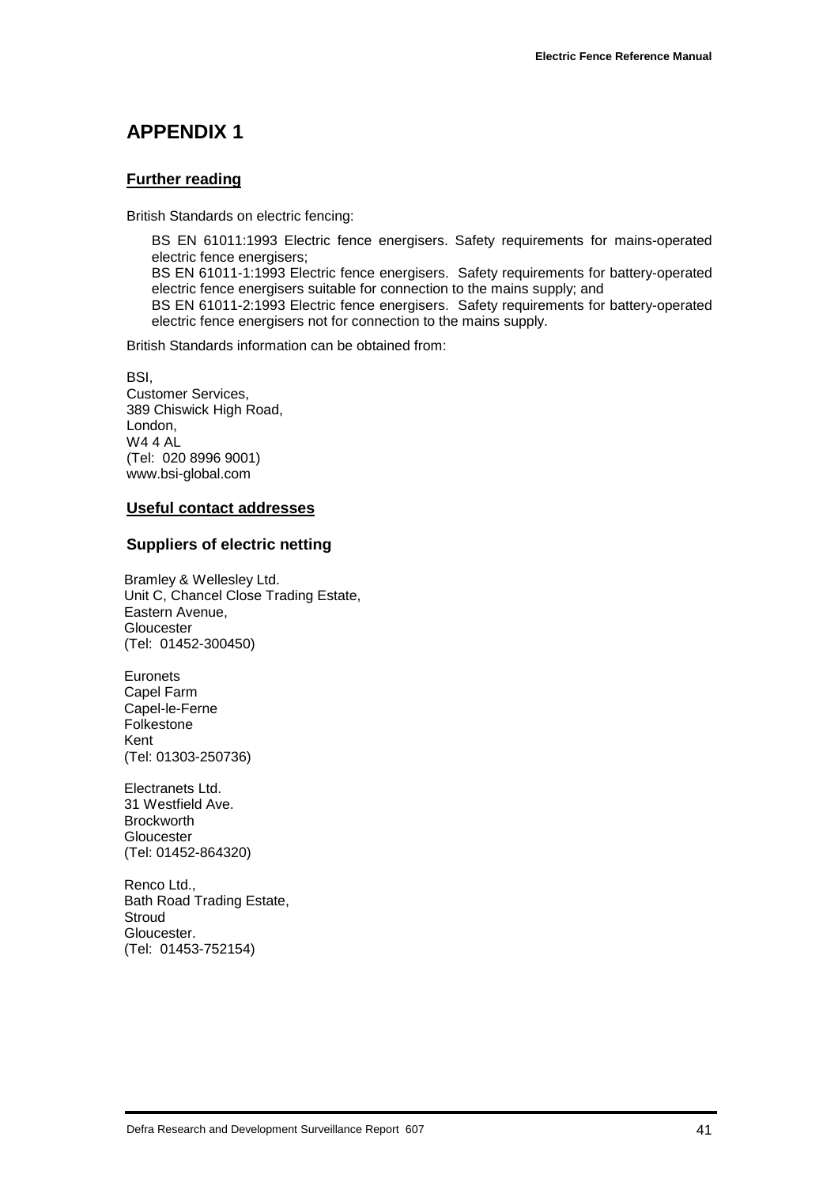# APPENDIX 1

## Further reading

British Standards on electric fencing:

BS EN 61011:1993 Electric fence energisers. Safety requirements for mains-operated electric fence energisers;
BS EN 61011-1:1993 Electric fence energisers. Safety requirements for battery-operated electric fence energisers suitable for connection to the mains supply; and
BS EN 61011-2:1993 Electric fence energisers. Safety requirements for battery-operated electric fence energisers not for connection to the mains supply.

British Standards information can be obtained from:

BSI,
Customer Services,
389 Chiswick High Road,
London,
W4 4 AL
(Tel: 020 8996 9001)
www.bsi-global.com

## Useful contact addresses

### Suppliers of electric netting

Bramley & Wellesley Ltd.
Unit C, Chancel Close Trading Estate,
Eastern Avenue,
Gloucester
(Tel: 01452-300450)

Euronets
Capel Farm
Capel-le-Ferne
Folkestone
Kent
(Tel: 01303-250736)

Electranets Ltd.
31 Westfield Ave.
Brockworth
Gloucester
(Tel: 01452-864320)

Renco Ltd.,
Bath Road Trading Estate,
Stroud
Gloucester.
(Tel: 01453-752154)